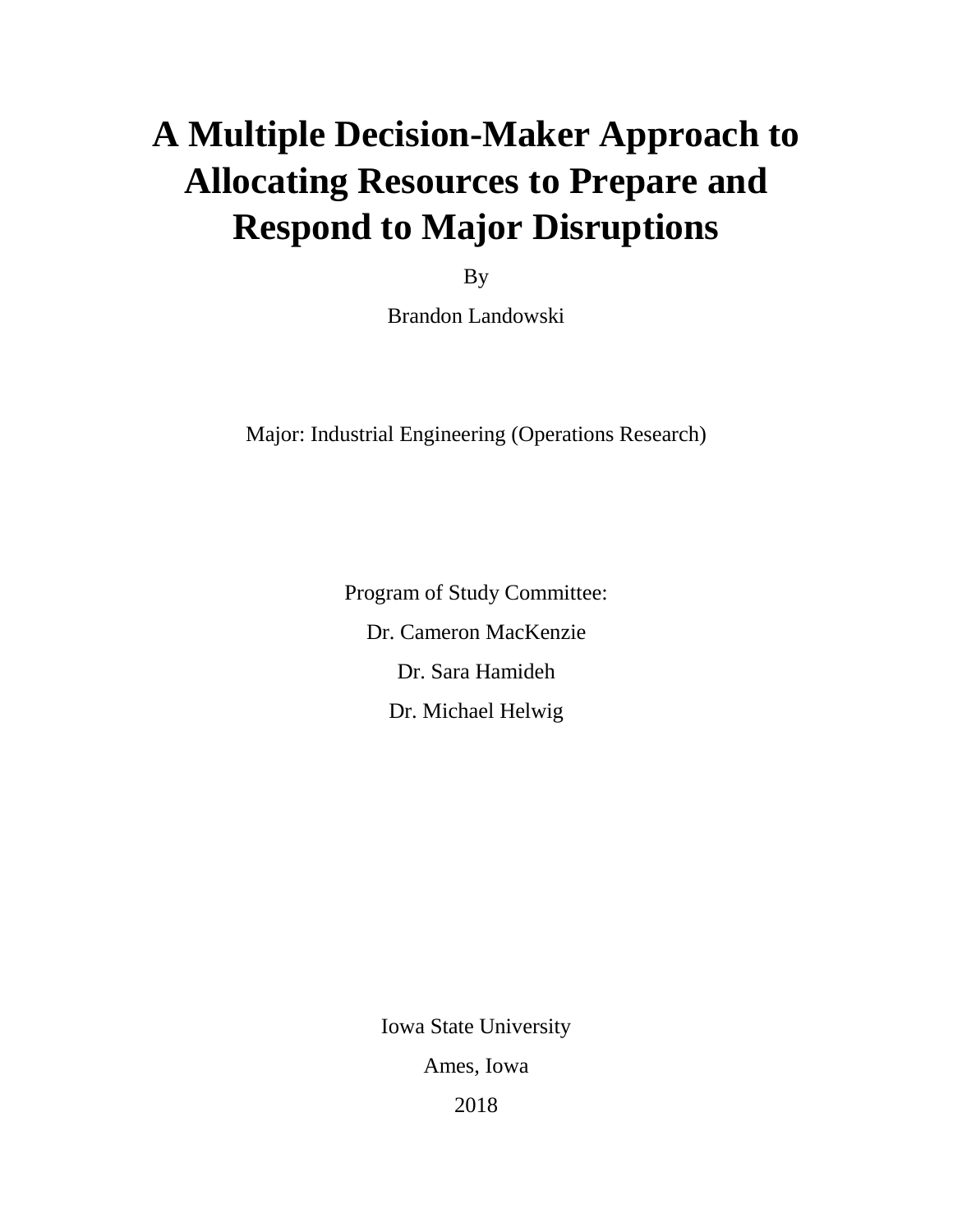# A Multiple Decision-Maker Approach to Allocating Resources to Prepare and Respond to Major Disruptions

By

Brandon Landowski

Major: Industrial Engineering (Operations Research)

Program of Study Committee:

Dr. Cameron MacKenzie

Dr. Sara Hamideh

Dr. Michael Helwig

Iowa State University

Ames, Iowa

2018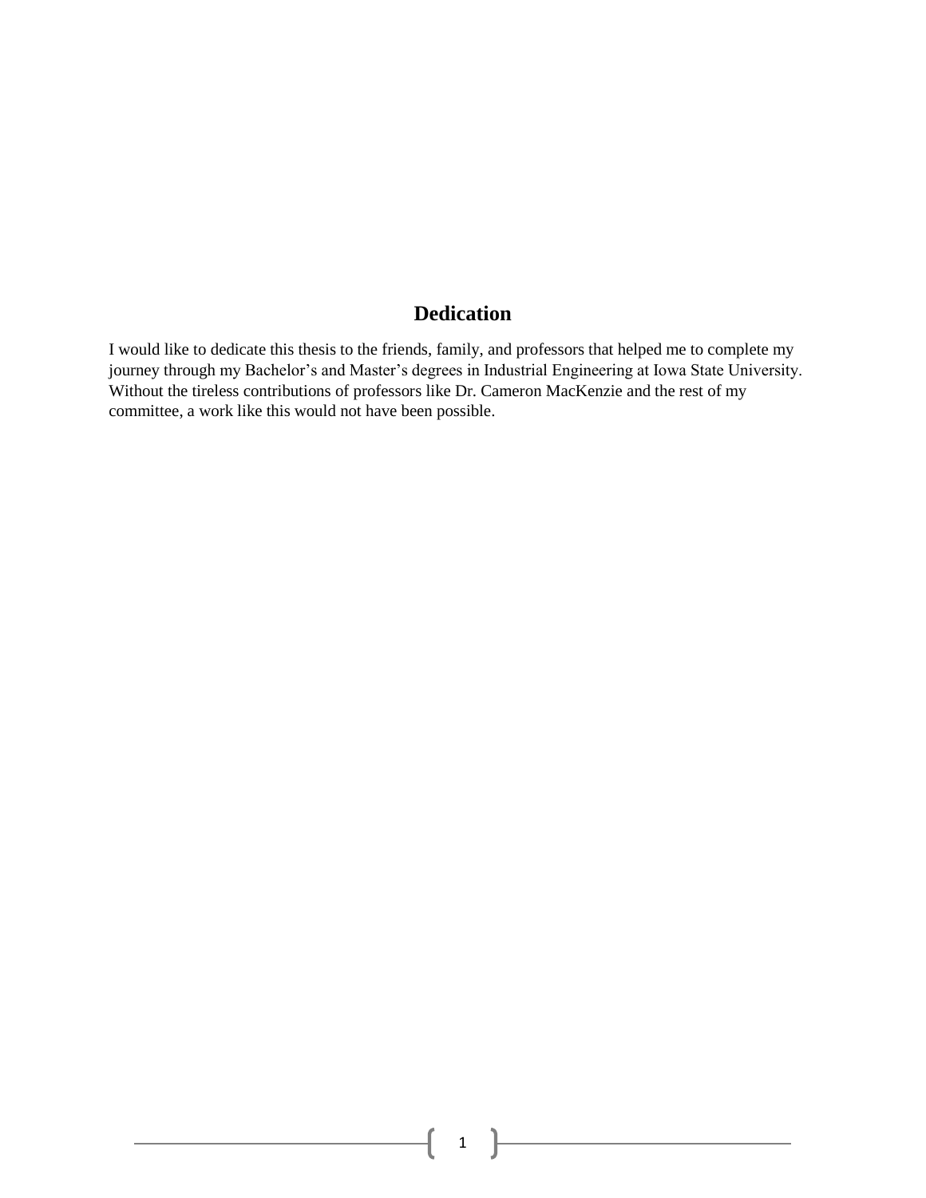## Dedication

I would like to dedicate this thesis to the friends, family, and professors that helped me to complete my journey through my Bachelor's and Master's degrees in Industrial Engineering at Iowa State University. Without the tireless contributions of professors like Dr. Cameron MacKenzie and the rest of my committee, a work like this would not have been possible.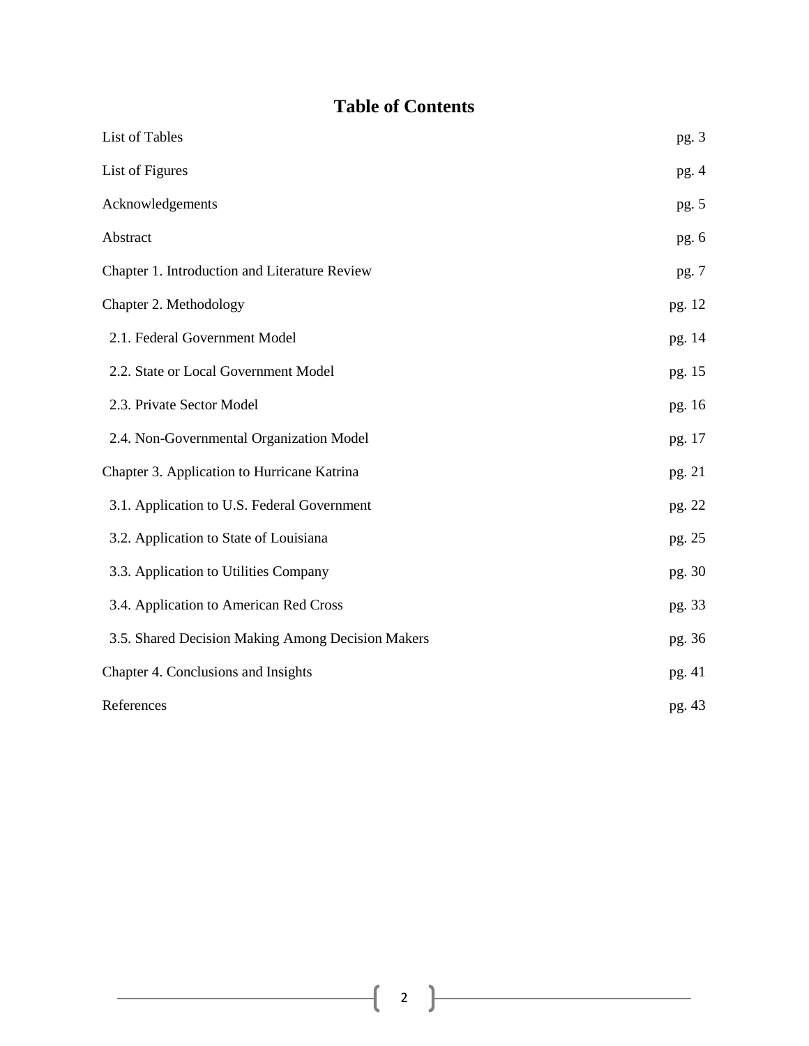# Table of Contents

| | |
|---|---|
| List of Tables | pg. 3 |
| List of Figures | pg. 4 |
| Acknowledgements | pg. 5 |
| Abstract | pg. 6 |
| Chapter 1. Introduction and Literature Review | pg. 7 |
| Chapter 2. Methodology | pg. 12 |
| 2.1. Federal Government Model | pg. 14 |
| 2.2. State or Local Government Model | pg. 15 |
| 2.3. Private Sector Model | pg. 16 |
| 2.4. Non-Governmental Organization Model | pg. 17 |
| Chapter 3. Application to Hurricane Katrina | pg. 21 |
| 3.1. Application to U.S. Federal Government | pg. 22 |
| 3.2. Application to State of Louisiana | pg. 25 |
| 3.3. Application to Utilities Company | pg. 30 |
| 3.4. Application to American Red Cross | pg. 33 |
| 3.5. Shared Decision Making Among Decision Makers | pg. 36 |
| Chapter 4. Conclusions and Insights | pg. 41 |
| References | pg. 43 |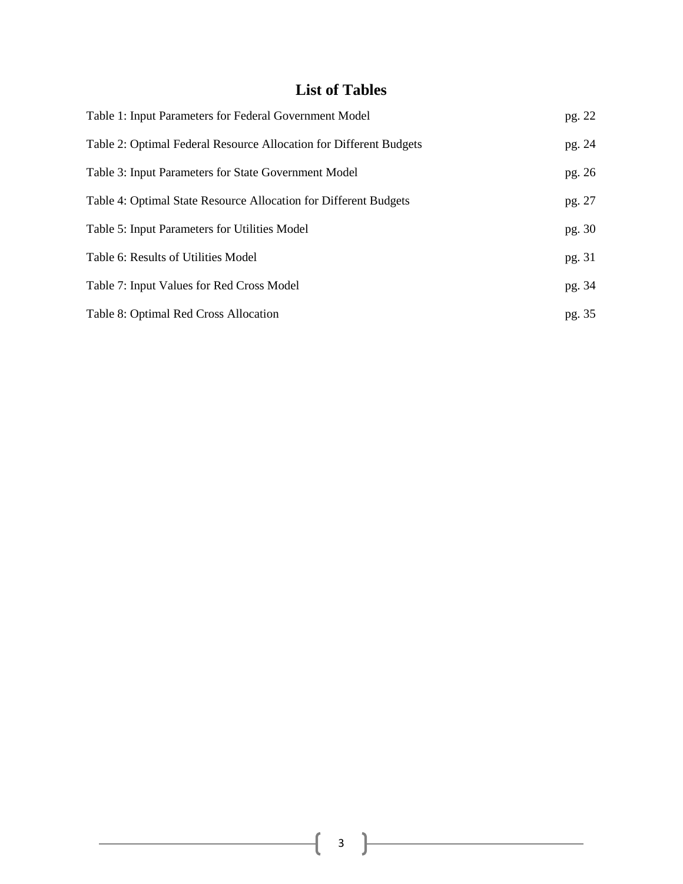# List of Tables

| | |
|---|---|
| Table 1: Input Parameters for Federal Government Model | pg. 22 |
| Table 2: Optimal Federal Resource Allocation for Different Budgets | pg. 24 |
| Table 3: Input Parameters for State Government Model | pg. 26 |
| Table 4: Optimal State Resource Allocation for Different Budgets | pg. 27 |
| Table 5: Input Parameters for Utilities Model | pg. 30 |
| Table 6: Results of Utilities Model | pg. 31 |
| Table 7: Input Values for Red Cross Model | pg. 34 |
| Table 8: Optimal Red Cross Allocation | pg. 35 |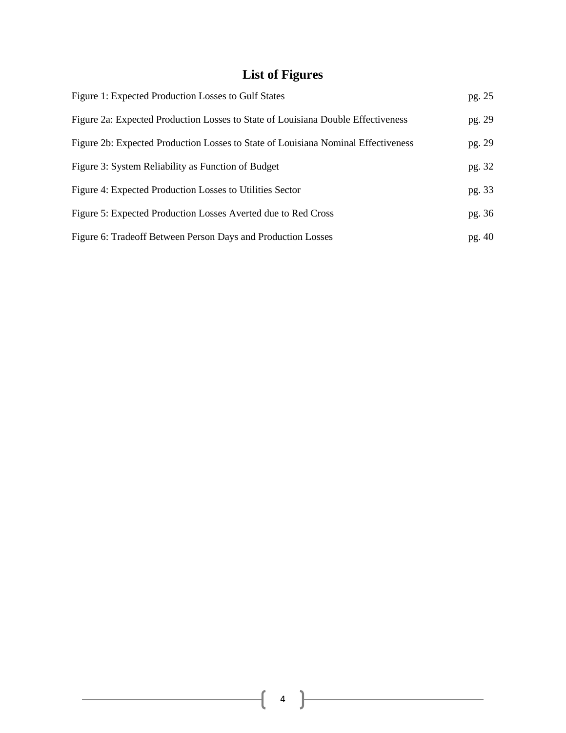# List of Figures

| | |
|---|---|
| Figure 1: Expected Production Losses to Gulf States | pg. 25 |
| Figure 2a: Expected Production Losses to State of Louisiana Double Effectiveness | pg. 29 |
| Figure 2b: Expected Production Losses to State of Louisiana Nominal Effectiveness | pg. 29 |
| Figure 3: System Reliability as Function of Budget | pg. 32 |
| Figure 4: Expected Production Losses to Utilities Sector | pg. 33 |
| Figure 5: Expected Production Losses Averted due to Red Cross | pg. 36 |
| Figure 6: Tradeoff Between Person Days and Production Losses | pg. 40 |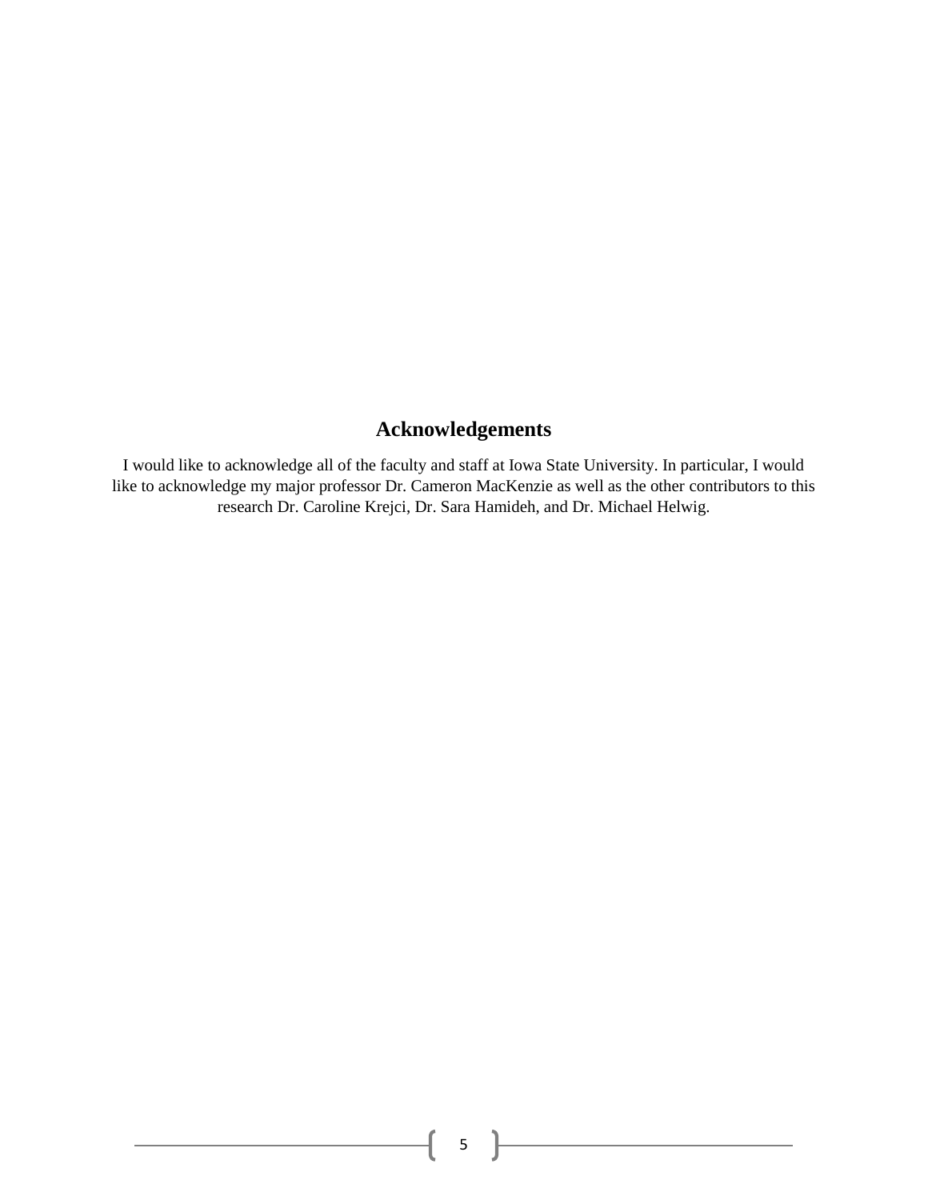## Acknowledgements

I would like to acknowledge all of the faculty and staff at Iowa State University. In particular, I would like to acknowledge my major professor Dr. Cameron MacKenzie as well as the other contributors to this research Dr. Caroline Krejci, Dr. Sara Hamideh, and Dr. Michael Helwig.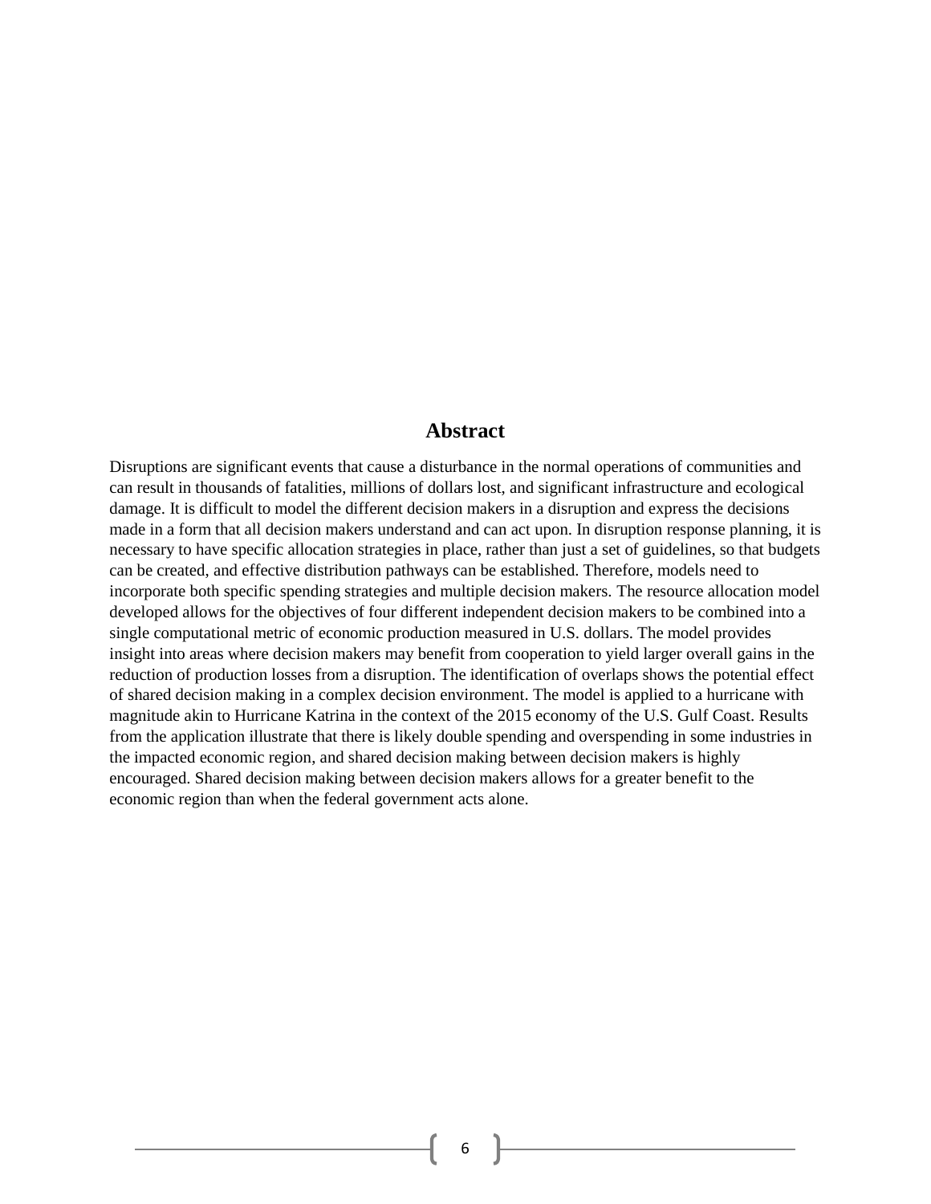# Abstract

Disruptions are significant events that cause a disturbance in the normal operations of communities and can result in thousands of fatalities, millions of dollars lost, and significant infrastructure and ecological damage. It is difficult to model the different decision makers in a disruption and express the decisions made in a form that all decision makers understand and can act upon. In disruption response planning, it is necessary to have specific allocation strategies in place, rather than just a set of guidelines, so that budgets can be created, and effective distribution pathways can be established. Therefore, models need to incorporate both specific spending strategies and multiple decision makers. The resource allocation model developed allows for the objectives of four different independent decision makers to be combined into a single computational metric of economic production measured in U.S. dollars. The model provides insight into areas where decision makers may benefit from cooperation to yield larger overall gains in the reduction of production losses from a disruption. The identification of overlaps shows the potential effect of shared decision making in a complex decision environment. The model is applied to a hurricane with magnitude akin to Hurricane Katrina in the context of the 2015 economy of the U.S. Gulf Coast. Results from the application illustrate that there is likely double spending and overspending in some industries in the impacted economic region, and shared decision making between decision makers is highly encouraged. Shared decision making between decision makers allows for a greater benefit to the economic region than when the federal government acts alone.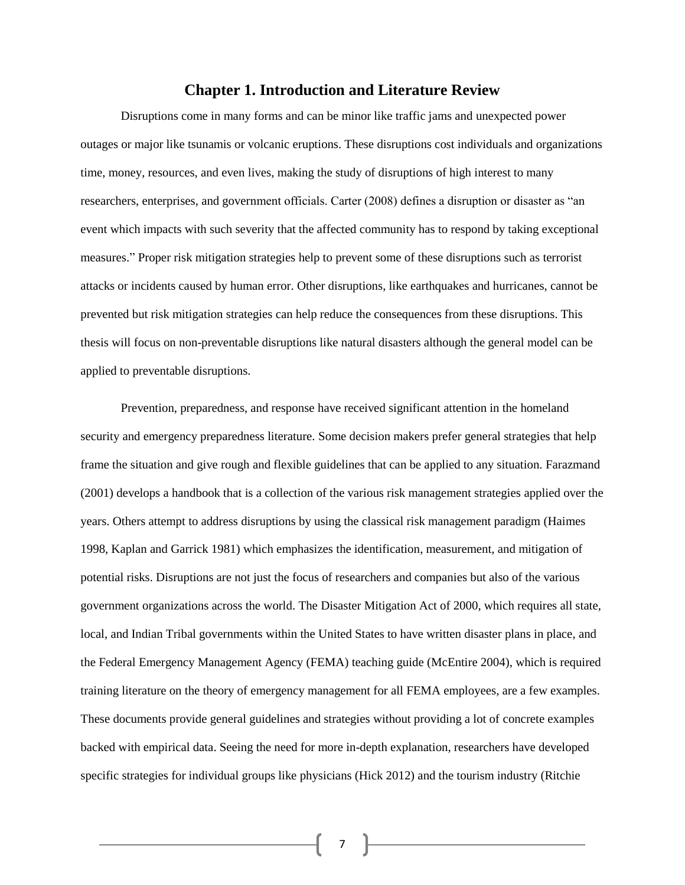# Chapter 1. Introduction and Literature Review

Disruptions come in many forms and can be minor like traffic jams and unexpected power outages or major like tsunamis or volcanic eruptions. These disruptions cost individuals and organizations time, money, resources, and even lives, making the study of disruptions of high interest to many researchers, enterprises, and government officials. Carter (2008) defines a disruption or disaster as "an event which impacts with such severity that the affected community has to respond by taking exceptional measures." Proper risk mitigation strategies help to prevent some of these disruptions such as terrorist attacks or incidents caused by human error. Other disruptions, like earthquakes and hurricanes, cannot be prevented but risk mitigation strategies can help reduce the consequences from these disruptions. This thesis will focus on non-preventable disruptions like natural disasters although the general model can be applied to preventable disruptions.

Prevention, preparedness, and response have received significant attention in the homeland security and emergency preparedness literature. Some decision makers prefer general strategies that help frame the situation and give rough and flexible guidelines that can be applied to any situation. Farazmand (2001) develops a handbook that is a collection of the various risk management strategies applied over the years. Others attempt to address disruptions by using the classical risk management paradigm (Haimes 1998, Kaplan and Garrick 1981) which emphasizes the identification, measurement, and mitigation of potential risks. Disruptions are not just the focus of researchers and companies but also of the various government organizations across the world. The Disaster Mitigation Act of 2000, which requires all state, local, and Indian Tribal governments within the United States to have written disaster plans in place, and the Federal Emergency Management Agency (FEMA) teaching guide (McEntire 2004), which is required training literature on the theory of emergency management for all FEMA employees, are a few examples. These documents provide general guidelines and strategies without providing a lot of concrete examples backed with empirical data. Seeing the need for more in-depth explanation, researchers have developed specific strategies for individual groups like physicians (Hick 2012) and the tourism industry (Ritchie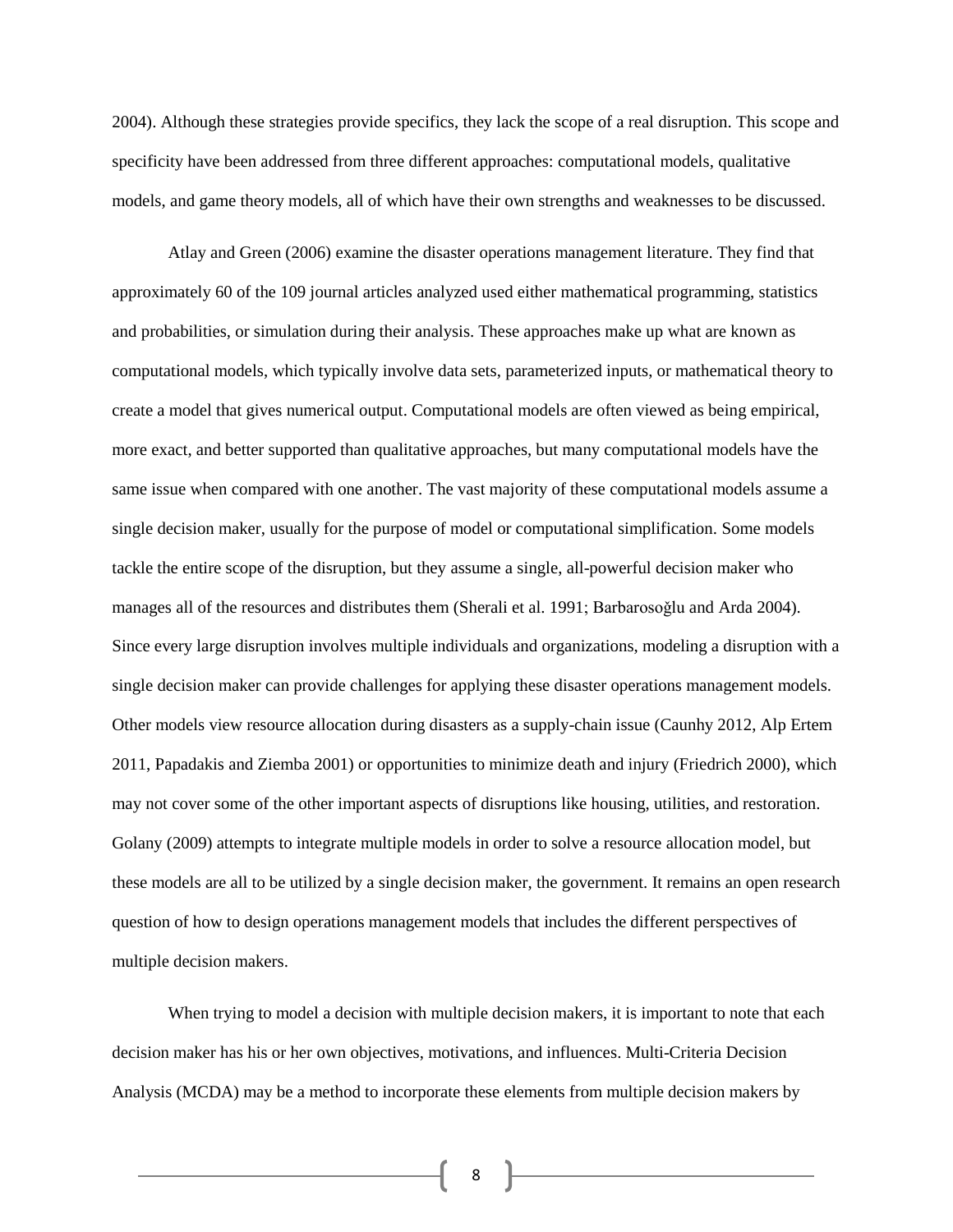2004). Although these strategies provide specifics, they lack the scope of a real disruption. This scope and specificity have been addressed from three different approaches: computational models, qualitative models, and game theory models, all of which have their own strengths and weaknesses to be discussed.

Atlay and Green (2006) examine the disaster operations management literature. They find that approximately 60 of the 109 journal articles analyzed used either mathematical programming, statistics and probabilities, or simulation during their analysis. These approaches make up what are known as computational models, which typically involve data sets, parameterized inputs, or mathematical theory to create a model that gives numerical output. Computational models are often viewed as being empirical, more exact, and better supported than qualitative approaches, but many computational models have the same issue when compared with one another. The vast majority of these computational models assume a single decision maker, usually for the purpose of model or computational simplification. Some models tackle the entire scope of the disruption, but they assume a single, all-powerful decision maker who manages all of the resources and distributes them (Sherali et al. 1991; Barbarosoğlu and Arda 2004). Since every large disruption involves multiple individuals and organizations, modeling a disruption with a single decision maker can provide challenges for applying these disaster operations management models. Other models view resource allocation during disasters as a supply-chain issue (Caunhy 2012, Alp Ertem 2011, Papadakis and Ziemba 2001) or opportunities to minimize death and injury (Friedrich 2000), which may not cover some of the other important aspects of disruptions like housing, utilities, and restoration. Golany (2009) attempts to integrate multiple models in order to solve a resource allocation model, but these models are all to be utilized by a single decision maker, the government. It remains an open research question of how to design operations management models that includes the different perspectives of multiple decision makers.

When trying to model a decision with multiple decision makers, it is important to note that each decision maker has his or her own objectives, motivations, and influences. Multi-Criteria Decision Analysis (MCDA) may be a method to incorporate these elements from multiple decision makers by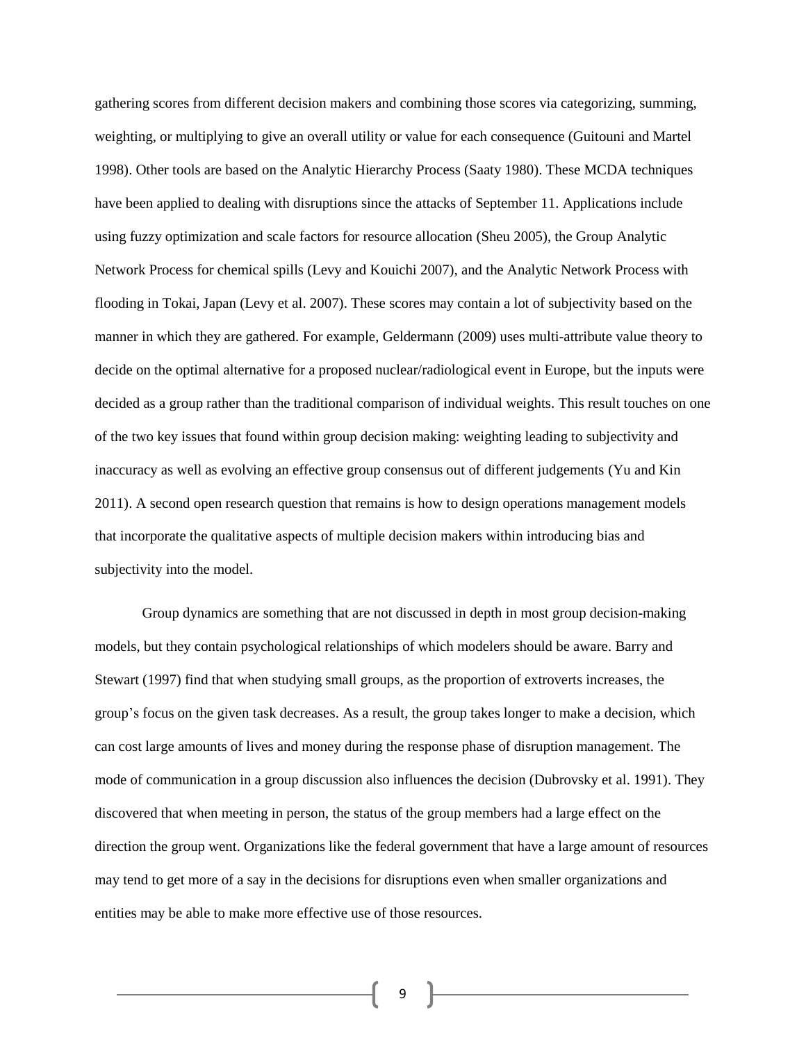gathering scores from different decision makers and combining those scores via categorizing, summing, weighting, or multiplying to give an overall utility or value for each consequence (Guitouni and Martel 1998). Other tools are based on the Analytic Hierarchy Process (Saaty 1980). These MCDA techniques have been applied to dealing with disruptions since the attacks of September 11. Applications include using fuzzy optimization and scale factors for resource allocation (Sheu 2005), the Group Analytic Network Process for chemical spills (Levy and Kouichi 2007), and the Analytic Network Process with flooding in Tokai, Japan (Levy et al. 2007). These scores may contain a lot of subjectivity based on the manner in which they are gathered. For example, Geldermann (2009) uses multi-attribute value theory to decide on the optimal alternative for a proposed nuclear/radiological event in Europe, but the inputs were decided as a group rather than the traditional comparison of individual weights. This result touches on one of the two key issues that found within group decision making: weighting leading to subjectivity and inaccuracy as well as evolving an effective group consensus out of different judgements (Yu and Kin 2011). A second open research question that remains is how to design operations management models that incorporate the qualitative aspects of multiple decision makers within introducing bias and subjectivity into the model.

Group dynamics are something that are not discussed in depth in most group decision-making models, but they contain psychological relationships of which modelers should be aware. Barry and Stewart (1997) find that when studying small groups, as the proportion of extroverts increases, the group's focus on the given task decreases. As a result, the group takes longer to make a decision, which can cost large amounts of lives and money during the response phase of disruption management. The mode of communication in a group discussion also influences the decision (Dubrovsky et al. 1991). They discovered that when meeting in person, the status of the group members had a large effect on the direction the group went. Organizations like the federal government that have a large amount of resources may tend to get more of a say in the decisions for disruptions even when smaller organizations and entities may be able to make more effective use of those resources.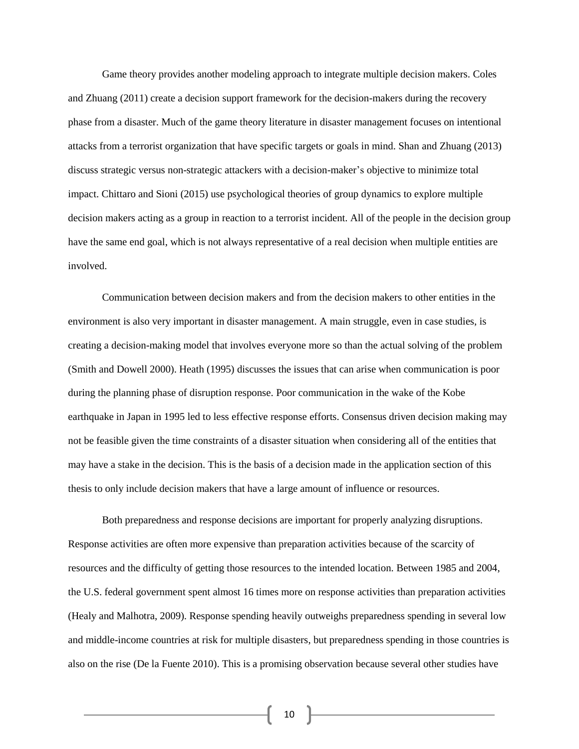Game theory provides another modeling approach to integrate multiple decision makers. Coles and Zhuang (2011) create a decision support framework for the decision-makers during the recovery phase from a disaster. Much of the game theory literature in disaster management focuses on intentional attacks from a terrorist organization that have specific targets or goals in mind. Shan and Zhuang (2013) discuss strategic versus non-strategic attackers with a decision-maker's objective to minimize total impact. Chittaro and Sioni (2015) use psychological theories of group dynamics to explore multiple decision makers acting as a group in reaction to a terrorist incident. All of the people in the decision group have the same end goal, which is not always representative of a real decision when multiple entities are involved.

Communication between decision makers and from the decision makers to other entities in the environment is also very important in disaster management. A main struggle, even in case studies, is creating a decision-making model that involves everyone more so than the actual solving of the problem (Smith and Dowell 2000). Heath (1995) discusses the issues that can arise when communication is poor during the planning phase of disruption response. Poor communication in the wake of the Kobe earthquake in Japan in 1995 led to less effective response efforts. Consensus driven decision making may not be feasible given the time constraints of a disaster situation when considering all of the entities that may have a stake in the decision. This is the basis of a decision made in the application section of this thesis to only include decision makers that have a large amount of influence or resources.

Both preparedness and response decisions are important for properly analyzing disruptions. Response activities are often more expensive than preparation activities because of the scarcity of resources and the difficulty of getting those resources to the intended location. Between 1985 and 2004, the U.S. federal government spent almost 16 times more on response activities than preparation activities (Healy and Malhotra, 2009). Response spending heavily outweighs preparedness spending in several low and middle-income countries at risk for multiple disasters, but preparedness spending in those countries is also on the rise (De la Fuente 2010). This is a promising observation because several other studies have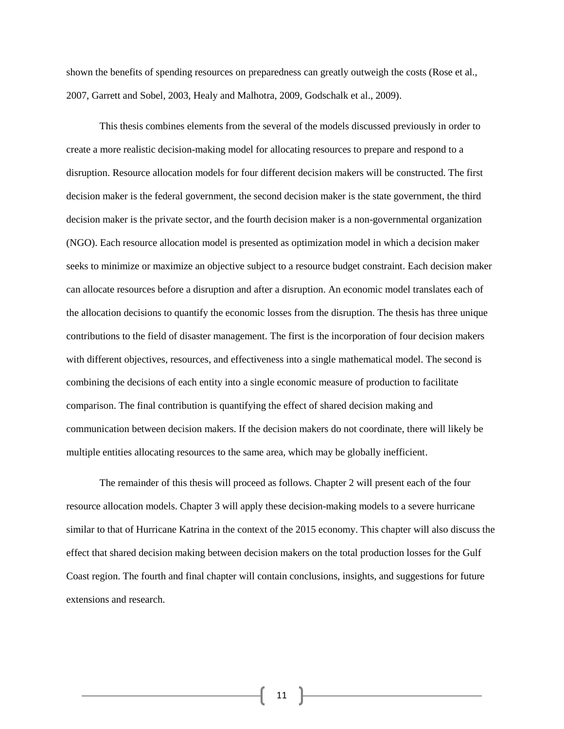shown the benefits of spending resources on preparedness can greatly outweigh the costs (Rose et al., 2007, Garrett and Sobel, 2003, Healy and Malhotra, 2009, Godschalk et al., 2009).

This thesis combines elements from the several of the models discussed previously in order to create a more realistic decision-making model for allocating resources to prepare and respond to a disruption. Resource allocation models for four different decision makers will be constructed. The first decision maker is the federal government, the second decision maker is the state government, the third decision maker is the private sector, and the fourth decision maker is a non-governmental organization (NGO). Each resource allocation model is presented as optimization model in which a decision maker seeks to minimize or maximize an objective subject to a resource budget constraint. Each decision maker can allocate resources before a disruption and after a disruption. An economic model translates each of the allocation decisions to quantify the economic losses from the disruption. The thesis has three unique contributions to the field of disaster management. The first is the incorporation of four decision makers with different objectives, resources, and effectiveness into a single mathematical model. The second is combining the decisions of each entity into a single economic measure of production to facilitate comparison. The final contribution is quantifying the effect of shared decision making and communication between decision makers. If the decision makers do not coordinate, there will likely be multiple entities allocating resources to the same area, which may be globally inefficient.

The remainder of this thesis will proceed as follows. Chapter 2 will present each of the four resource allocation models. Chapter 3 will apply these decision-making models to a severe hurricane similar to that of Hurricane Katrina in the context of the 2015 economy. This chapter will also discuss the effect that shared decision making between decision makers on the total production losses for the Gulf Coast region. The fourth and final chapter will contain conclusions, insights, and suggestions for future extensions and research.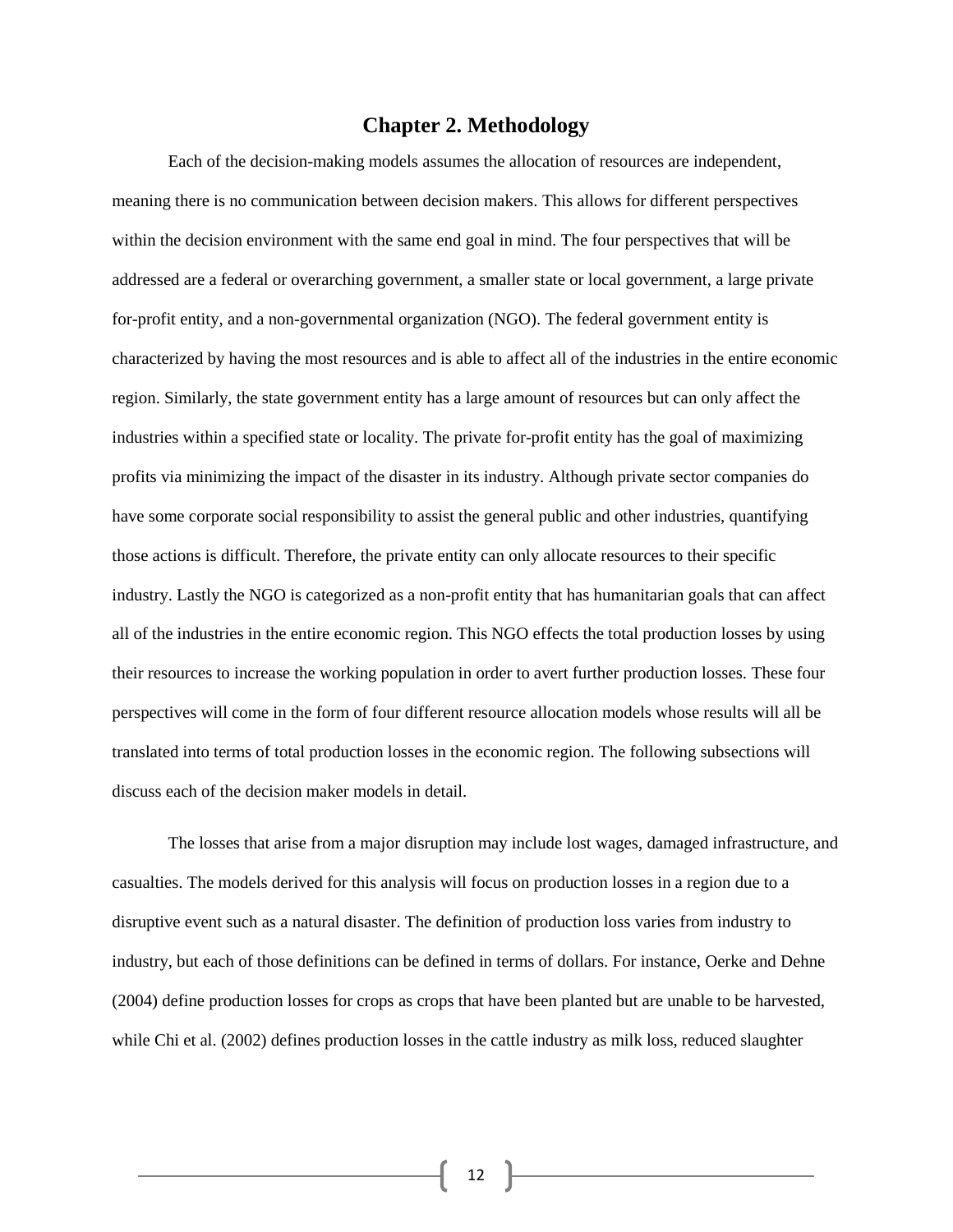# Chapter 2. Methodology

Each of the decision-making models assumes the allocation of resources are independent, meaning there is no communication between decision makers. This allows for different perspectives within the decision environment with the same end goal in mind. The four perspectives that will be addressed are a federal or overarching government, a smaller state or local government, a large private for-profit entity, and a non-governmental organization (NGO). The federal government entity is characterized by having the most resources and is able to affect all of the industries in the entire economic region. Similarly, the state government entity has a large amount of resources but can only affect the industries within a specified state or locality. The private for-profit entity has the goal of maximizing profits via minimizing the impact of the disaster in its industry. Although private sector companies do have some corporate social responsibility to assist the general public and other industries, quantifying those actions is difficult. Therefore, the private entity can only allocate resources to their specific industry. Lastly the NGO is categorized as a non-profit entity that has humanitarian goals that can affect all of the industries in the entire economic region. This NGO effects the total production losses by using their resources to increase the working population in order to avert further production losses. These four perspectives will come in the form of four different resource allocation models whose results will all be translated into terms of total production losses in the economic region. The following subsections will discuss each of the decision maker models in detail.

The losses that arise from a major disruption may include lost wages, damaged infrastructure, and casualties. The models derived for this analysis will focus on production losses in a region due to a disruptive event such as a natural disaster. The definition of production loss varies from industry to industry, but each of those definitions can be defined in terms of dollars. For instance, Oerke and Dehne (2004) define production losses for crops as crops that have been planted but are unable to be harvested, while Chi et al. (2002) defines production losses in the cattle industry as milk loss, reduced slaughter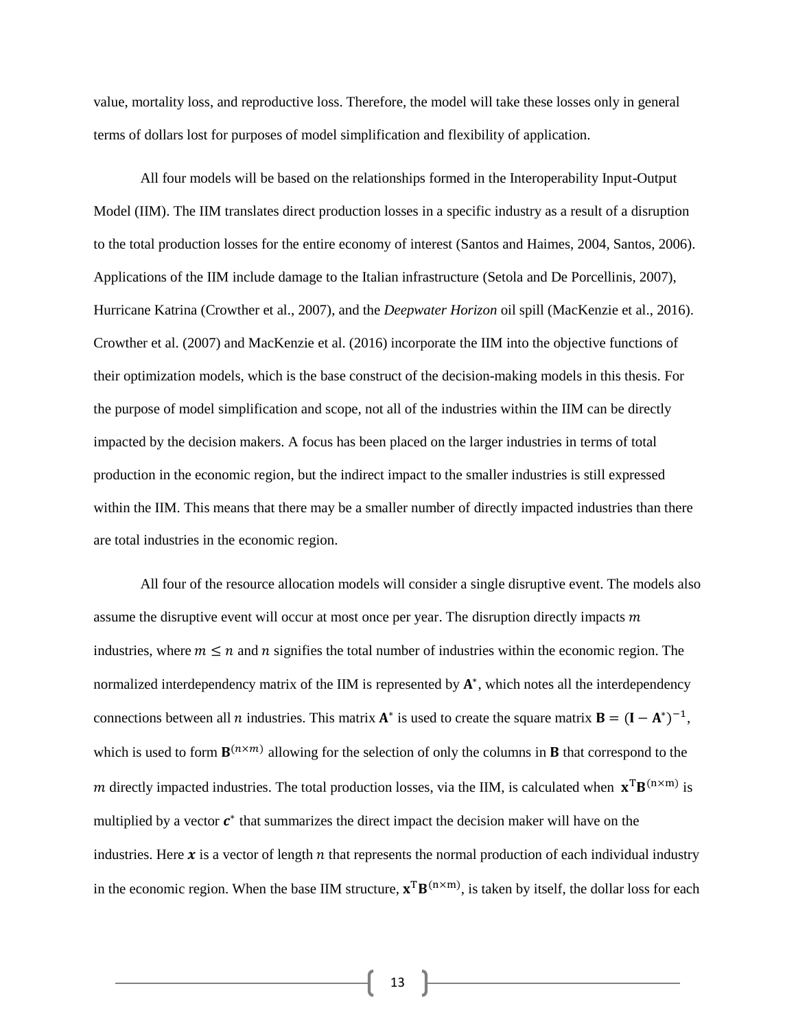value, mortality loss, and reproductive loss. Therefore, the model will take these losses only in general terms of dollars lost for purposes of model simplification and flexibility of application.

All four models will be based on the relationships formed in the Interoperability Input-Output Model (IIM). The IIM translates direct production losses in a specific industry as a result of a disruption to the total production losses for the entire economy of interest (Santos and Haimes, 2004, Santos, 2006). Applications of the IIM include damage to the Italian infrastructure (Setola and De Porcellinis, 2007), Hurricane Katrina (Crowther et al., 2007), and the *Deepwater Horizon* oil spill (MacKenzie et al., 2016). Crowther et al. (2007) and MacKenzie et al. (2016) incorporate the IIM into the objective functions of their optimization models, which is the base construct of the decision-making models in this thesis. For the purpose of model simplification and scope, not all of the industries within the IIM can be directly impacted by the decision makers. A focus has been placed on the larger industries in terms of total production in the economic region, but the indirect impact to the smaller industries is still expressed within the IIM. This means that there may be a smaller number of directly impacted industries than there are total industries in the economic region.

All four of the resource allocation models will consider a single disruptive event. The models also assume the disruptive event will occur at most once per year. The disruption directly impacts $m$ industries, where $m \leq n$ and $n$ signifies the total number of industries within the economic region. The normalized interdependency matrix of the IIM is represented by $\mathbf{A}^{*}$, which notes all the interdependency connections between all $n$ industries. This matrix $\mathbf{A}^{*}$ is used to create the square matrix $\mathbf{B} = (\mathbf{I} - \mathbf{A}^{*})^{-1}$, which is used to form $\mathbf{B}^{(n \times m)}$ allowing for the selection of only the columns in $\mathbf{B}$ that correspond to the $m$ directly impacted industries. The total production losses, via the IIM, is calculated when $\mathbf{x}^{\mathrm{T}}\mathbf{B}^{(\mathrm{n}\times\mathrm{m})}$ is multiplied by a vector $\boldsymbol{c}^{*}$ that summarizes the direct impact the decision maker will have on the industries. Here $\boldsymbol{x}$ is a vector of length $n$ that represents the normal production of each individual industry in the economic region. When the base IIM structure, $\mathbf{x}^{\mathrm{T}}\mathbf{B}^{(\mathrm{n}\times\mathrm{m})}$, is taken by itself, the dollar loss for each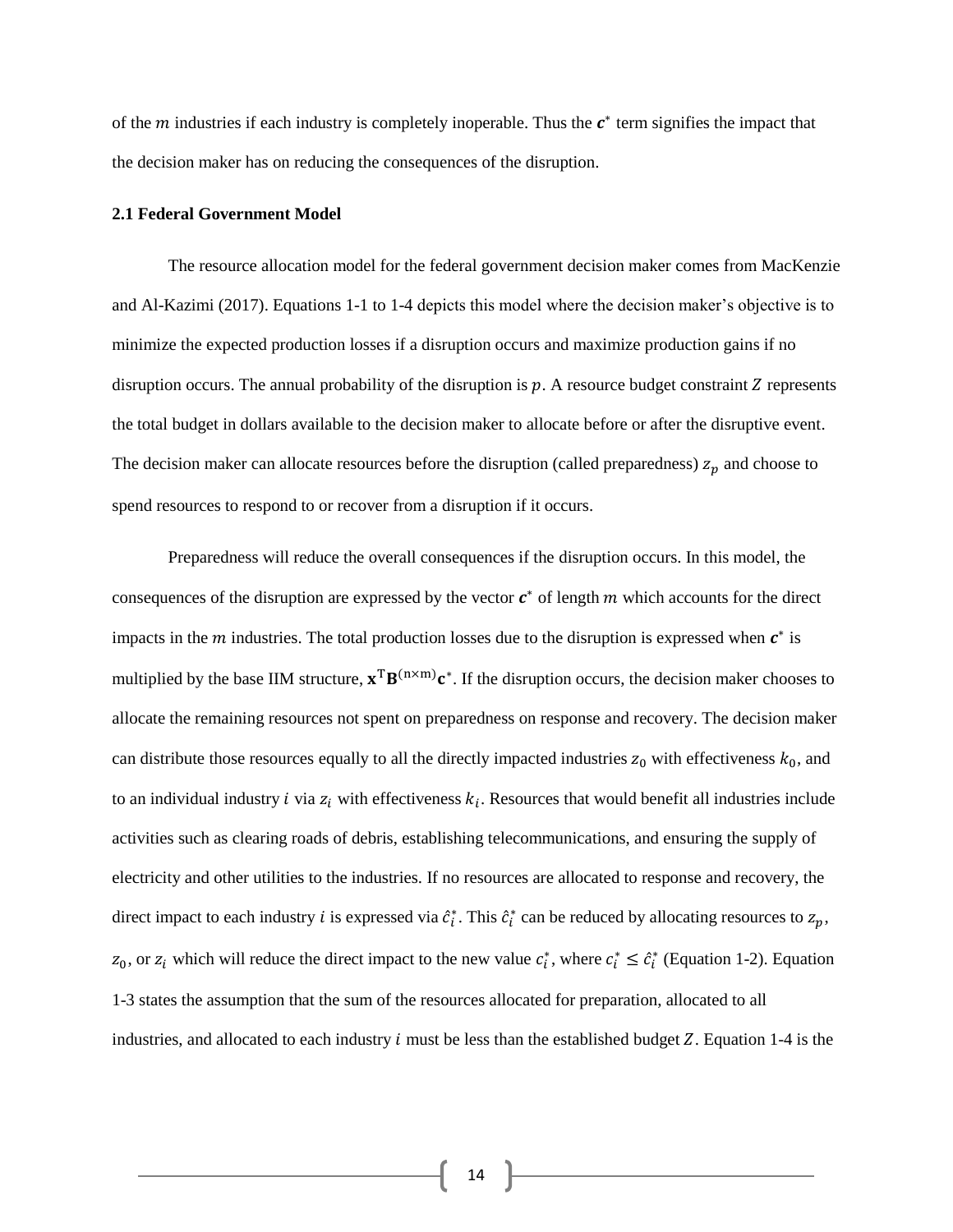of the $m$ industries if each industry is completely inoperable. Thus the $\boldsymbol{c}^*$ term signifies the impact that the decision maker has on reducing the consequences of the disruption.

### 2.1 Federal Government Model

The resource allocation model for the federal government decision maker comes from MacKenzie and Al-Kazimi (2017). Equations 1-1 to 1-4 depicts this model where the decision maker's objective is to minimize the expected production losses if a disruption occurs and maximize production gains if no disruption occurs. The annual probability of the disruption is $p$. A resource budget constraint $Z$ represents the total budget in dollars available to the decision maker to allocate before or after the disruptive event. The decision maker can allocate resources before the disruption (called preparedness) $z_p$ and choose to spend resources to respond to or recover from a disruption if it occurs.

Preparedness will reduce the overall consequences if the disruption occurs. In this model, the consequences of the disruption are expressed by the vector $\boldsymbol{c}^*$ of length $m$ which accounts for the direct impacts in the $m$ industries. The total production losses due to the disruption is expressed when $\boldsymbol{c}^*$ is multiplied by the base IIM structure, $\mathbf{x}^{\mathrm{T}}\mathbf{B}^{(\mathrm{n}\times\mathrm{m})}\mathbf{c}^*$. If the disruption occurs, the decision maker chooses to allocate the remaining resources not spent on preparedness on response and recovery. The decision maker can distribute those resources equally to all the directly impacted industries $z_0$ with effectiveness $k_0$, and to an individual industry $i$ via $z_i$ with effectiveness $k_i$. Resources that would benefit all industries include activities such as clearing roads of debris, establishing telecommunications, and ensuring the supply of electricity and other utilities to the industries. If no resources are allocated to response and recovery, the direct impact to each industry $i$ is expressed via $\hat{c}_i^*$. This $\hat{c}_i^*$ can be reduced by allocating resources to $z_p$, $z_0$, or $z_i$ which will reduce the direct impact to the new value $c_i^*$, where $c_i^* \leq \hat{c}_i^*$ (Equation 1-2). Equation 1-3 states the assumption that the sum of the resources allocated for preparation, allocated to all industries, and allocated to each industry $i$ must be less than the established budget $Z$. Equation 1-4 is the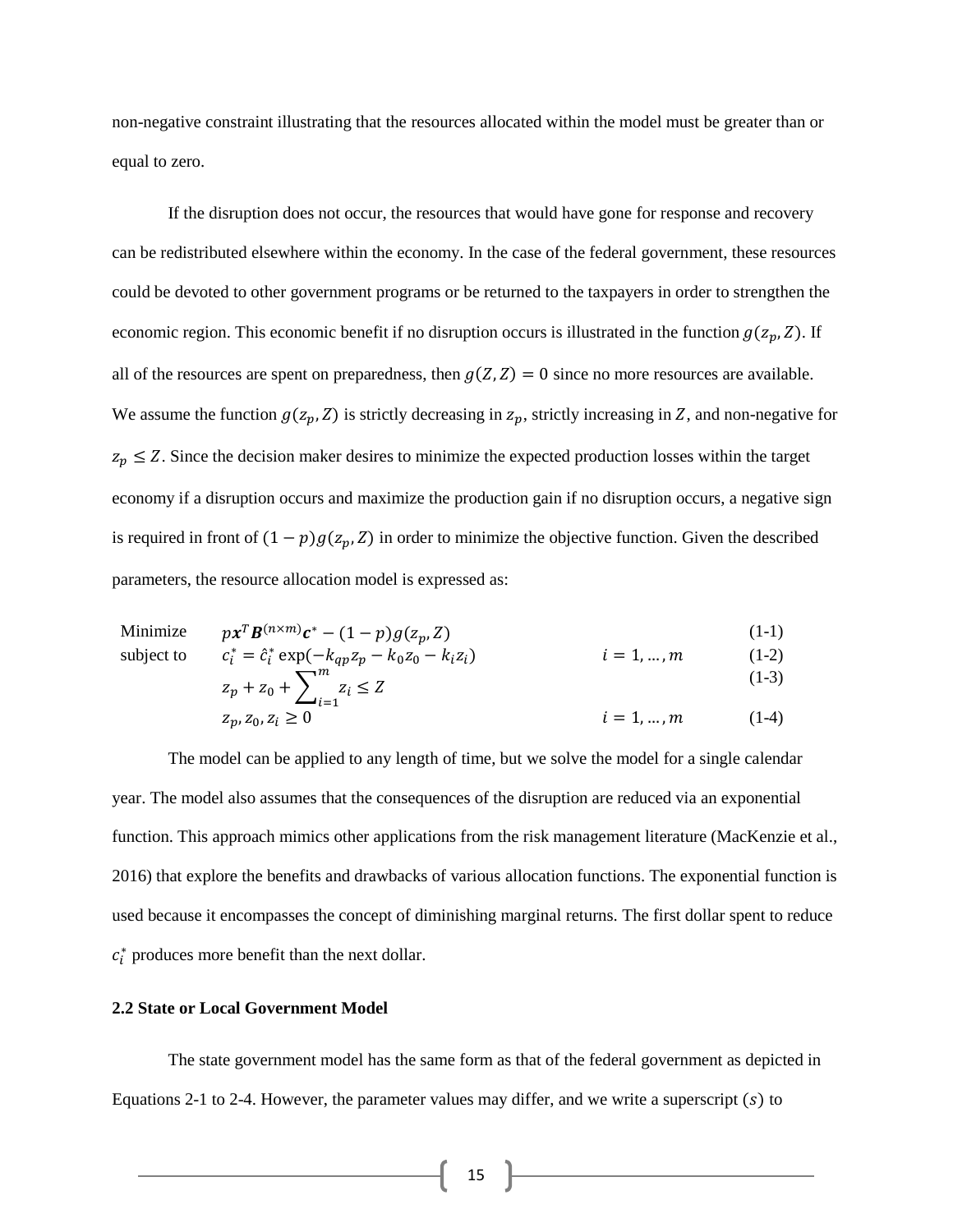non-negative constraint illustrating that the resources allocated within the model must be greater than or equal to zero.

If the disruption does not occur, the resources that would have gone for response and recovery can be redistributed elsewhere within the economy. In the case of the federal government, these resources could be devoted to other government programs or be returned to the taxpayers in order to strengthen the economic region. This economic benefit if no disruption occurs is illustrated in the function $g(z_p, Z)$. If all of the resources are spent on preparedness, then $g(Z, Z) = 0$ since no more resources are available. We assume the function $g(z_p, Z)$ is strictly decreasing in $z_p$, strictly increasing in $Z$, and non-negative for $z_p \leq Z$. Since the decision maker desires to minimize the expected production losses within the target economy if a disruption occurs and maximize the production gain if no disruption occurs, a negative sign is required in front of $(1-p)g(z_p, Z)$ in order to minimize the objective function. Given the described parameters, the resource allocation model is expressed as:

$$
\begin{aligned}
\text{Minimize} \quad & p\boldsymbol{x}^T \boldsymbol{B}^{(n\times m)}\boldsymbol{c}^* - (1-p)g(z_p, Z) & & \text{(1-1)} \\
\text{subject to} \quad & c_i^* = \hat{c}_i^* \exp(-k_{qp}z_p - k_0 z_0 - k_i z_i) & i = 1, \dots, m \quad & \text{(1-2)} \\
& z_p + z_0 + \sum_{i=1}^{m} z_i \leq Z & & \text{(1-3)} \\
& z_p, z_0, z_i \geq 0 & i = 1, \dots, m \quad & \text{(1-4)}
\end{aligned}
$$

The model can be applied to any length of time, but we solve the model for a single calendar year. The model also assumes that the consequences of the disruption are reduced via an exponential function. This approach mimics other applications from the risk management literature (MacKenzie et al., 2016) that explore the benefits and drawbacks of various allocation functions. The exponential function is used because it encompasses the concept of diminishing marginal returns. The first dollar spent to reduce $c_i^*$ produces more benefit than the next dollar.

**2.2 State or Local Government Model**

The state government model has the same form as that of the federal government as depicted in Equations 2-1 to 2-4. However, the parameter values may differ, and we write a superscript $(s)$ to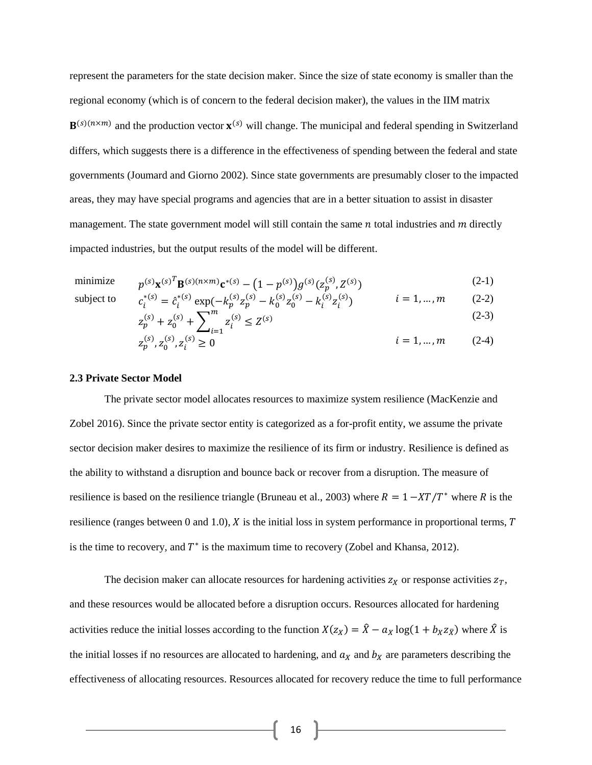represent the parameters for the state decision maker. Since the size of state economy is smaller than the regional economy (which is of concern to the federal decision maker), the values in the IIM matrix $\mathbf{B}^{(s)(n \times m)}$ and the production vector $\mathbf{x}^{(s)}$ will change. The municipal and federal spending in Switzerland differs, which suggests there is a difference in the effectiveness of spending between the federal and state governments (Joumard and Giorno 2002). Since state governments are presumably closer to the impacted areas, they may have special programs and agencies that are in a better situation to assist in disaster management. The state government model will still contain the same $n$ total industries and $m$ directly impacted industries, but the output results of the model will be different.

$$\text{minimize} \quad p^{(s)} \mathbf{x}^{(s)^T} \mathbf{B}^{(s)(n \times m)} \mathbf{c}^{*(s)} - \left(1 - p^{(s)}\right) g^{(s)}\left(z_p^{(s)}, Z^{(s)}\right) \tag{2-1}$$

$$\text{subject to} \quad c_i^{*(s)} = \hat{c}_i^{*(s)} \exp\left(-k_p^{(s)} z_p^{(s)} - k_0^{(s)} z_0^{(s)} - k_i^{(s)} z_i^{(s)}\right) \qquad i = 1, \ldots, m \tag{2-2}$$

$$z_p^{(s)} + z_0^{(s)} + \sum_{i=1}^{m} z_i^{(s)} \leq Z^{(s)} \tag{2-3}$$

$$z_p^{(s)}, z_0^{(s)}, z_i^{(s)} \geq 0 \qquad i = 1, \ldots, m \tag{2-4}$$

### 2.3 Private Sector Model

The private sector model allocates resources to maximize system resilience (MacKenzie and Zobel 2016). Since the private sector entity is categorized as a for-profit entity, we assume the private sector decision maker desires to maximize the resilience of its firm or industry. Resilience is defined as the ability to withstand a disruption and bounce back or recover from a disruption. The measure of resilience is based on the resilience triangle (Bruneau et al., 2003) where $R = 1 - XT/T^*$ where $R$ is the resilience (ranges between 0 and 1.0), $X$ is the initial loss in system performance in proportional terms, $T$ is the time to recovery, and $T^*$ is the maximum time to recovery (Zobel and Khansa, 2012).

The decision maker can allocate resources for hardening activities $z_X$ or response activities $z_T$, and these resources would be allocated before a disruption occurs. Resources allocated for hardening activities reduce the initial losses according to the function $X(z_X) = \hat{X} - a_X \log(1 + b_X z_{\bar{X}})$ where $\hat{X}$ is the initial losses if no resources are allocated to hardening, and $a_X$ and $b_X$ are parameters describing the effectiveness of allocating resources. Resources allocated for recovery reduce the time to full performance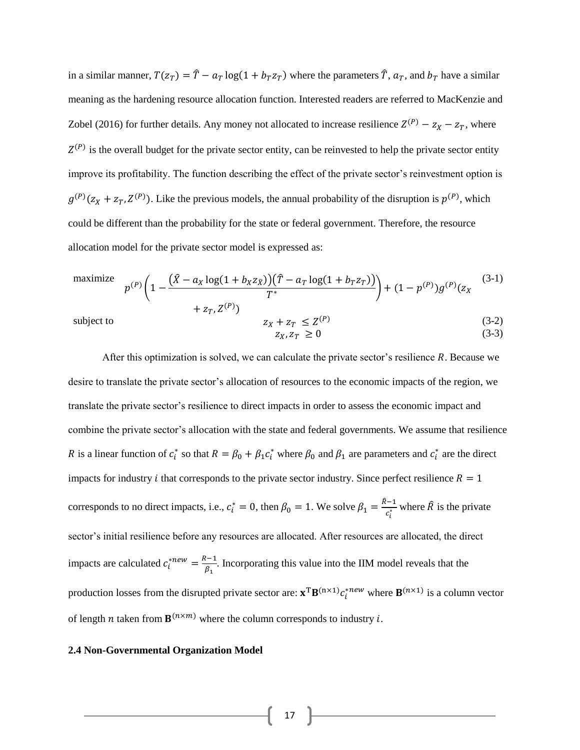in a similar manner, $T(z_T) = \hat{T} - a_T \log(1 + b_T z_T)$ where the parameters $\hat{T}$, $a_T$, and $b_T$ have a similar meaning as the hardening resource allocation function. Interested readers are referred to MacKenzie and Zobel (2016) for further details. Any money not allocated to increase resilience $Z^{(P)} - z_X - z_T$, where $Z^{(P)}$ is the overall budget for the private sector entity, can be reinvested to help the private sector entity improve its profitability. The function describing the effect of the private sector's reinvestment option is $g^{(P)}(z_X + z_T, Z^{(P)})$. Like the previous models, the annual probability of the disruption is $p^{(P)}$, which could be different than the probability for the state or federal government. Therefore, the resource allocation model for the private sector model is expressed as:

$$\text{maximize} \quad p^{(P)}\left(1 - \frac{\left(\hat{X} - a_X \log(1 + b_X z_{\bar{X}})\right)\left(\hat{T} - a_T \log(1 + b_T z_T)\right)}{T^*}\right) + (1 - p^{(P)}) g^{(P)}(z_X + z_T, Z^{(P)}) \tag{3-1}$$

$$\text{subject to} \quad z_X + z_T \leq Z^{(P)} \tag{3-2}$$

$$z_X, z_T \geq 0 \tag{3-3}$$

After this optimization is solved, we can calculate the private sector's resilience $R$. Because we desire to translate the private sector's allocation of resources to the economic impacts of the region, we translate the private sector's resilience to direct impacts in order to assess the economic impact and combine the private sector's allocation with the state and federal governments. We assume that resilience $R$ is a linear function of $c_i^*$ so that $R = \beta_0 + \beta_1 c_i^*$ where $\beta_0$ and $\beta_1$ are parameters and $c_i^*$ are the direct impacts for industry $i$ that corresponds to the private sector industry. Since perfect resilience $R = 1$ corresponds to no direct impacts, i.e., $c_i^* = 0$, then $\beta_0 = 1$. We solve $\beta_1 = \frac{\hat{R}-1}{c_i^*}$ where $\hat{R}$ is the private sector's initial resilience before any resources are allocated. After resources are allocated, the direct impacts are calculated $c_i^{*new} = \frac{R-1}{\beta_1}$. Incorporating this value into the IIM model reveals that the production losses from the disrupted private sector are: $\mathbf{x}^{\mathrm{T}}\mathbf{B}^{(n\times1)} c_i^{*new}$ where $\mathbf{B}^{(n\times1)}$ is a column vector of length $n$ taken from $\mathbf{B}^{(n\times m)}$ where the column corresponds to industry $i$.

**2.4 Non-Governmental Organization Model**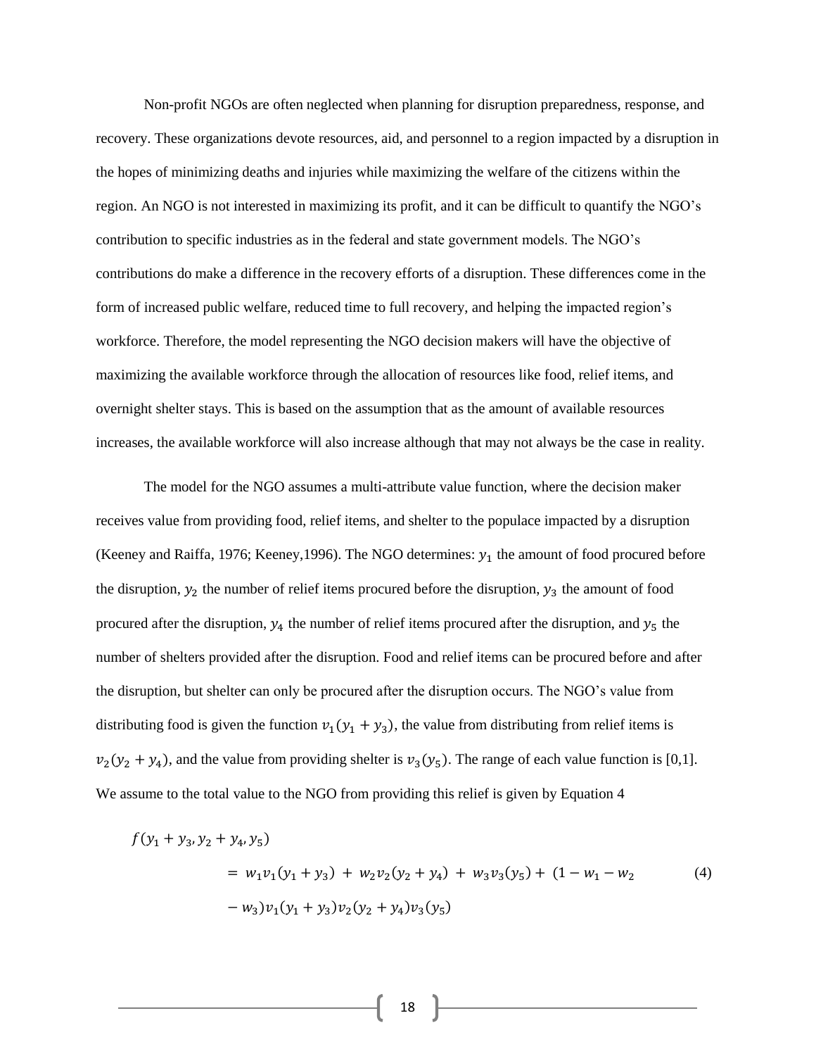Non-profit NGOs are often neglected when planning for disruption preparedness, response, and recovery. These organizations devote resources, aid, and personnel to a region impacted by a disruption in the hopes of minimizing deaths and injuries while maximizing the welfare of the citizens within the region. An NGO is not interested in maximizing its profit, and it can be difficult to quantify the NGO's contribution to specific industries as in the federal and state government models. The NGO's contributions do make a difference in the recovery efforts of a disruption. These differences come in the form of increased public welfare, reduced time to full recovery, and helping the impacted region's workforce. Therefore, the model representing the NGO decision makers will have the objective of maximizing the available workforce through the allocation of resources like food, relief items, and overnight shelter stays. This is based on the assumption that as the amount of available resources increases, the available workforce will also increase although that may not always be the case in reality.

The model for the NGO assumes a multi-attribute value function, where the decision maker receives value from providing food, relief items, and shelter to the populace impacted by a disruption (Keeney and Raiffa, 1976; Keeney,1996). The NGO determines: $y_1$ the amount of food procured before the disruption, $y_2$ the number of relief items procured before the disruption, $y_3$ the amount of food procured after the disruption, $y_4$ the number of relief items procured after the disruption, and $y_5$ the number of shelters provided after the disruption. Food and relief items can be procured before and after the disruption, but shelter can only be procured after the disruption occurs. The NGO's value from distributing food is given the function $v_1(y_1 + y_3)$, the value from distributing from relief items is $v_2(y_2 + y_4)$, and the value from providing shelter is $v_3(y_5)$. The range of each value function is [0,1]. We assume to the total value to the NGO from providing this relief is given by Equation 4

$$
\begin{aligned}
f(y_1 + y_3, y_2 + y_4, y_5) \\
&= w_1 v_1(y_1 + y_3) + w_2 v_2(y_2 + y_4) + w_3 v_3(y_5) + (1 - w_1 - w_2 \\
&\quad - w_3) v_1(y_1 + y_3) v_2(y_2 + y_4) v_3(y_5)
\end{aligned} \tag{4}
$$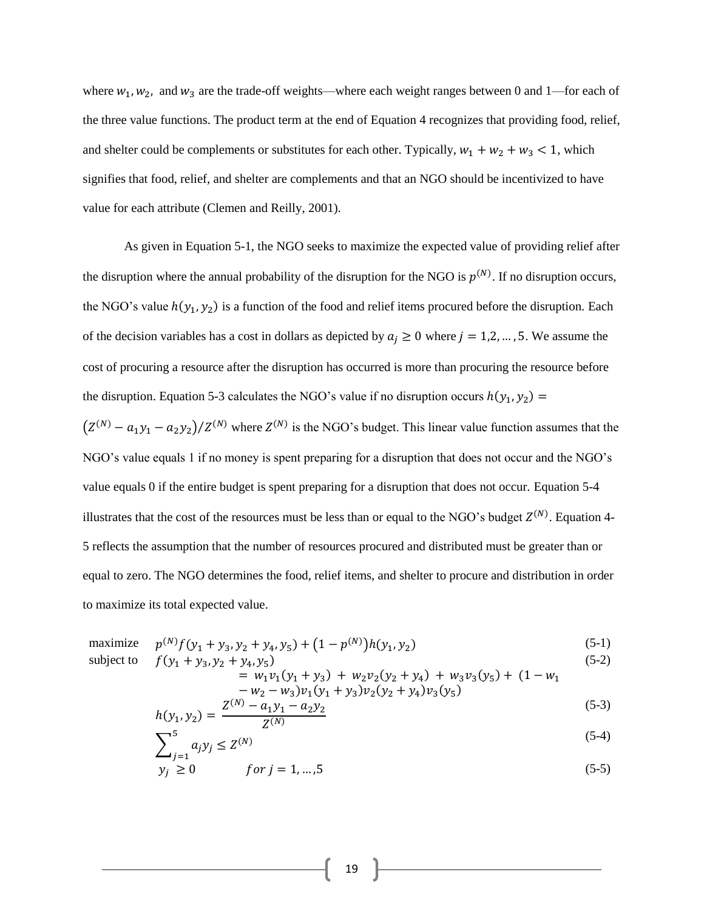where $w_1, w_2,$ and $w_3$ are the trade-off weights—where each weight ranges between 0 and 1—for each of the three value functions. The product term at the end of Equation 4 recognizes that providing food, relief, and shelter could be complements or substitutes for each other. Typically, $w_1 + w_2 + w_3 < 1$, which signifies that food, relief, and shelter are complements and that an NGO should be incentivized to have value for each attribute (Clemen and Reilly, 2001).

As given in Equation 5-1, the NGO seeks to maximize the expected value of providing relief after the disruption where the annual probability of the disruption for the NGO is $p^{(N)}$. If no disruption occurs, the NGO's value $h(y_1, y_2)$ is a function of the food and relief items procured before the disruption. Each of the decision variables has a cost in dollars as depicted by $a_j \geq 0$ where $j = 1,2, \dots, 5$. We assume the cost of procuring a resource after the disruption has occurred is more than procuring the resource before the disruption. Equation 5-3 calculates the NGO's value if no disruption occurs $h(y_1, y_2) = (Z^{(N)} - a_1 y_1 - a_2 y_2)/Z^{(N)}$ where $Z^{(N)}$ is the NGO's budget. This linear value function assumes that the NGO's value equals 1 if no money is spent preparing for a disruption that does not occur and the NGO's value equals 0 if the entire budget is spent preparing for a disruption that does not occur. Equation 5-4 illustrates that the cost of the resources must be less than or equal to the NGO's budget $Z^{(N)}$. Equation 4-5 reflects the assumption that the number of resources procured and distributed must be greater than or equal to zero. The NGO determines the food, relief items, and shelter to procure and distribution in order to maximize its total expected value.

$$\text{maximize} \quad p^{(N)} f(y_1 + y_3, y_2 + y_4, y_5) + \left(1 - p^{(N)}\right) h(y_1, y_2) \tag{5-1}$$

$$\text{subject to} \quad f(y_1 + y_3, y_2 + y_4, y_5) = w_1 v_1(y_1 + y_3) + w_2 v_2(y_2 + y_4) + w_3 v_3(y_5) + (1 - w_1 - w_2 - w_3) v_1(y_1 + y_3) v_2(y_2 + y_4) v_3(y_5) \tag{5-2}$$

$$h(y_1, y_2) = \frac{Z^{(N)} - a_1 y_1 - a_2 y_2}{Z^{(N)}} \tag{5-3}$$

$$\sum_{j=1}^{5} a_j y_j \leq Z^{(N)} \tag{5-4}$$

$$y_j \geq 0 \qquad for\ j = 1, \dots, 5 \tag{5-5}$$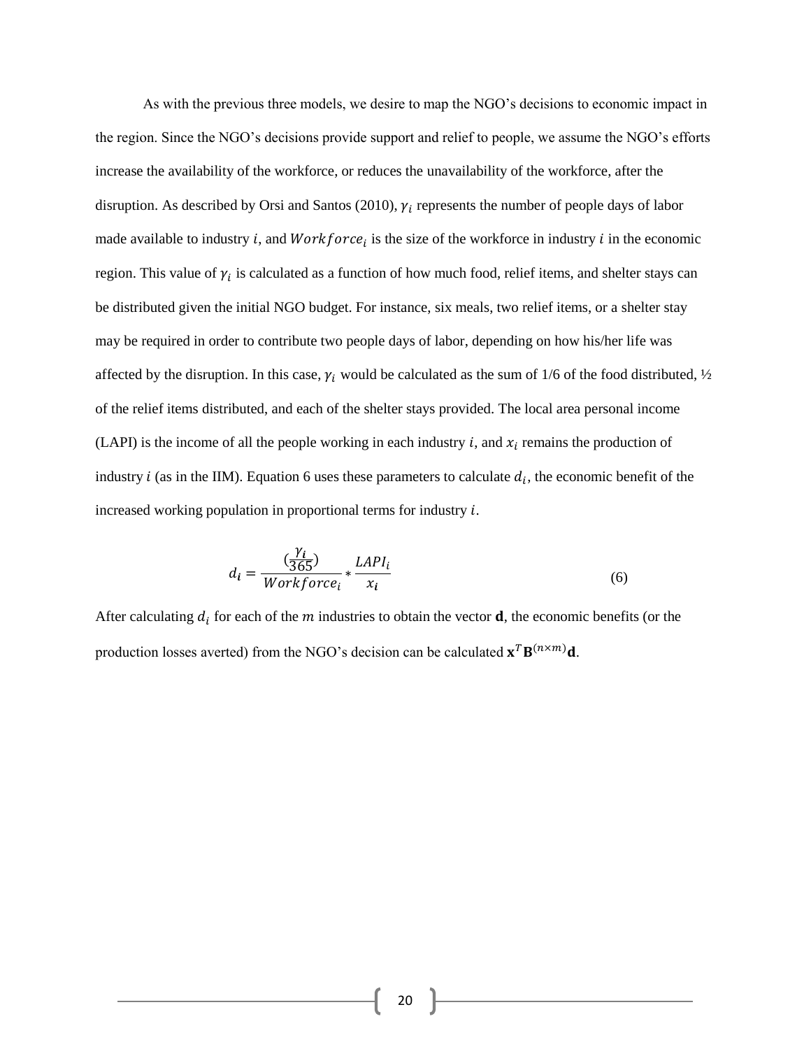As with the previous three models, we desire to map the NGO's decisions to economic impact in the region. Since the NGO's decisions provide support and relief to people, we assume the NGO's efforts increase the availability of the workforce, or reduces the unavailability of the workforce, after the disruption. As described by Orsi and Santos (2010), $\gamma_i$ represents the number of people days of labor made available to industry $i$, and $Workforce_i$ is the size of the workforce in industry $i$ in the economic region. This value of $\gamma_i$ is calculated as a function of how much food, relief items, and shelter stays can be distributed given the initial NGO budget. For instance, six meals, two relief items, or a shelter stay may be required in order to contribute two people days of labor, depending on how his/her life was affected by the disruption. In this case, $\gamma_i$ would be calculated as the sum of 1/6 of the food distributed, ½ of the relief items distributed, and each of the shelter stays provided. The local area personal income (LAPI) is the income of all the people working in each industry $i$, and $x_i$ remains the production of industry $i$ (as in the IIM). Equation 6 uses these parameters to calculate $d_i$, the economic benefit of the increased working population in proportional terms for industry $i$.

$$d_{\boldsymbol{i}} = \frac{\left(\frac{\gamma_{\boldsymbol{i}}}{365}\right)}{Workforce_i} * \frac{LAPI_i}{x_{\boldsymbol{i}}} \tag{6}$$

After calculating $d_i$ for each of the $m$ industries to obtain the vector $\mathbf{d}$, the economic benefits (or the production losses averted) from the NGO's decision can be calculated $\mathbf{x}^T\mathbf{B}^{(n\times m)}\mathbf{d}$.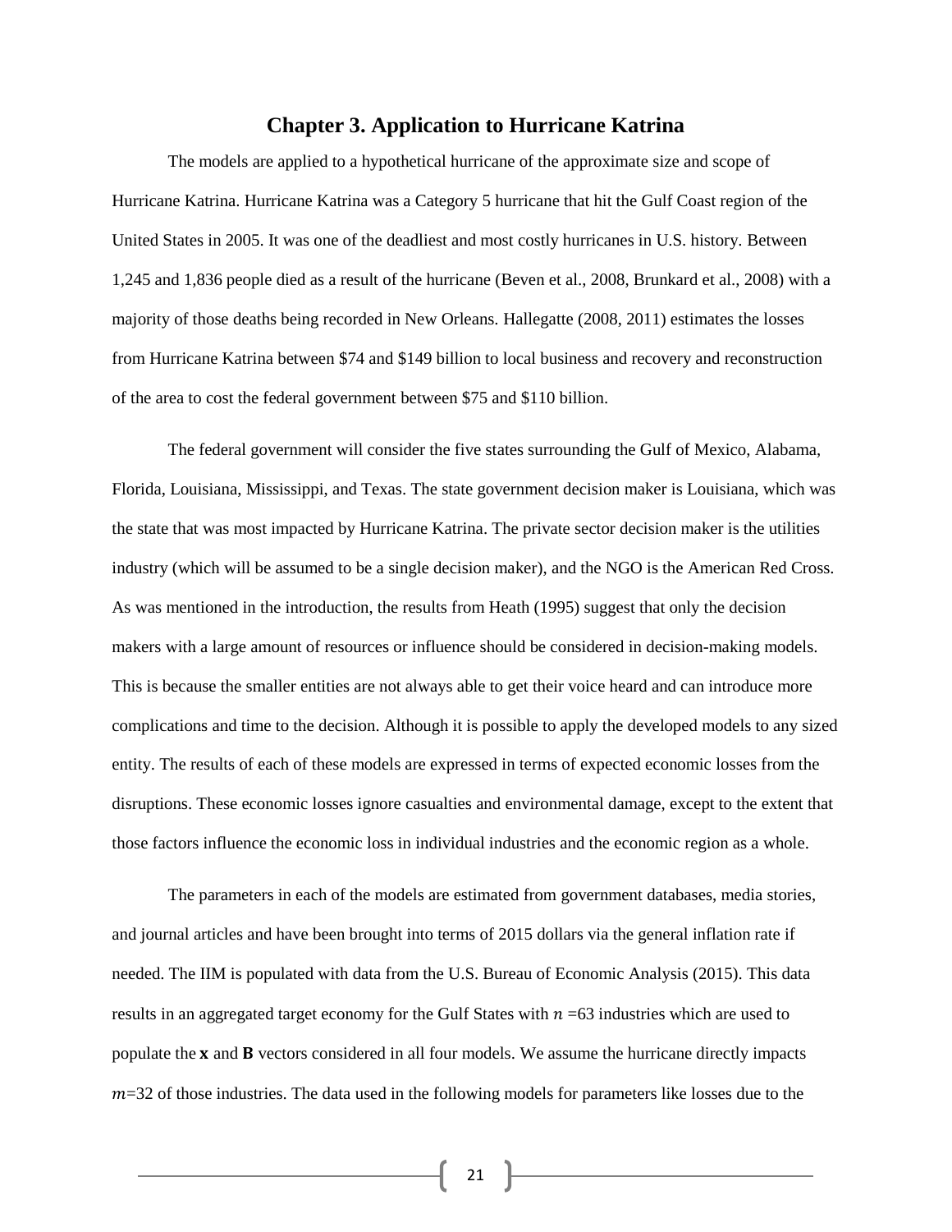# Chapter 3. Application to Hurricane Katrina

The models are applied to a hypothetical hurricane of the approximate size and scope of Hurricane Katrina. Hurricane Katrina was a Category 5 hurricane that hit the Gulf Coast region of the United States in 2005. It was one of the deadliest and most costly hurricanes in U.S. history. Between 1,245 and 1,836 people died as a result of the hurricane (Beven et al., 2008, Brunkard et al., 2008) with a majority of those deaths being recorded in New Orleans. Hallegatte (2008, 2011) estimates the losses from Hurricane Katrina between \$74 and \$149 billion to local business and recovery and reconstruction of the area to cost the federal government between \$75 and \$110 billion.

The federal government will consider the five states surrounding the Gulf of Mexico, Alabama, Florida, Louisiana, Mississippi, and Texas. The state government decision maker is Louisiana, which was the state that was most impacted by Hurricane Katrina. The private sector decision maker is the utilities industry (which will be assumed to be a single decision maker), and the NGO is the American Red Cross. As was mentioned in the introduction, the results from Heath (1995) suggest that only the decision makers with a large amount of resources or influence should be considered in decision-making models. This is because the smaller entities are not always able to get their voice heard and can introduce more complications and time to the decision. Although it is possible to apply the developed models to any sized entity. The results of each of these models are expressed in terms of expected economic losses from the disruptions. These economic losses ignore casualties and environmental damage, except to the extent that those factors influence the economic loss in individual industries and the economic region as a whole.

The parameters in each of the models are estimated from government databases, media stories, and journal articles and have been brought into terms of 2015 dollars via the general inflation rate if needed. The IIM is populated with data from the U.S. Bureau of Economic Analysis (2015). This data results in an aggregated target economy for the Gulf States with $n = 63$ industries which are used to populate the $\mathbf{x}$ and $\mathbf{B}$ vectors considered in all four models. We assume the hurricane directly impacts $m = 32$ of those industries. The data used in the following models for parameters like losses due to the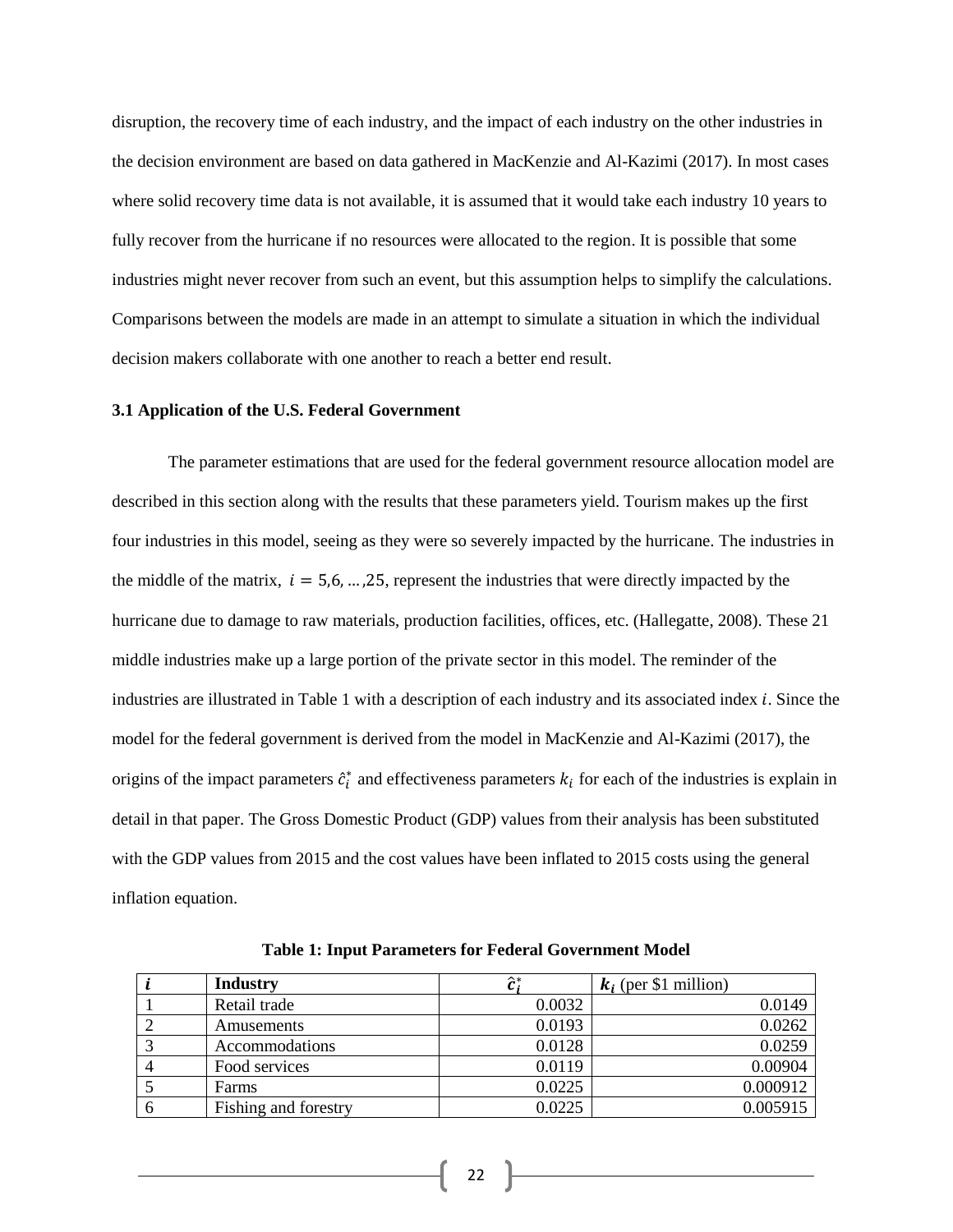disruption, the recovery time of each industry, and the impact of each industry on the other industries in the decision environment are based on data gathered in MacKenzie and Al-Kazimi (2017). In most cases where solid recovery time data is not available, it is assumed that it would take each industry 10 years to fully recover from the hurricane if no resources were allocated to the region. It is possible that some industries might never recover from such an event, but this assumption helps to simplify the calculations. Comparisons between the models are made in an attempt to simulate a situation in which the individual decision makers collaborate with one another to reach a better end result.

### 3.1 Application of the U.S. Federal Government

The parameter estimations that are used for the federal government resource allocation model are described in this section along with the results that these parameters yield. Tourism makes up the first four industries in this model, seeing as they were so severely impacted by the hurricane. The industries in the middle of the matrix, $i = 5,6, \ldots ,25$, represent the industries that were directly impacted by the hurricane due to damage to raw materials, production facilities, offices, etc. (Hallegatte, 2008). These 21 middle industries make up a large portion of the private sector in this model. The reminder of the industries are illustrated in Table 1 with a description of each industry and its associated index $i$. Since the model for the federal government is derived from the model in MacKenzie and Al-Kazimi (2017), the origins of the impact parameters $\hat{c}_i^*$ and effectiveness parameters $k_i$ for each of the industries is explain in detail in that paper. The Gross Domestic Product (GDP) values from their analysis has been substituted with the GDP values from 2015 and the cost values have been inflated to 2015 costs using the general inflation equation.

**Table 1: Input Parameters for Federal Government Model**

| $i$ | Industry | $\hat{c}_i^*$ | $k_i$ (per $1 million) |
|---|---|---|---|
| 1 | Retail trade | 0.0032 | 0.0149 |
| 2 | Amusements | 0.0193 | 0.0262 |
| 3 | Accommodations | 0.0128 | 0.0259 |
| 4 | Food services | 0.0119 | 0.00904 |
| 5 | Farms | 0.0225 | 0.000912 |
| 6 | Fishing and forestry | 0.0225 | 0.005915 |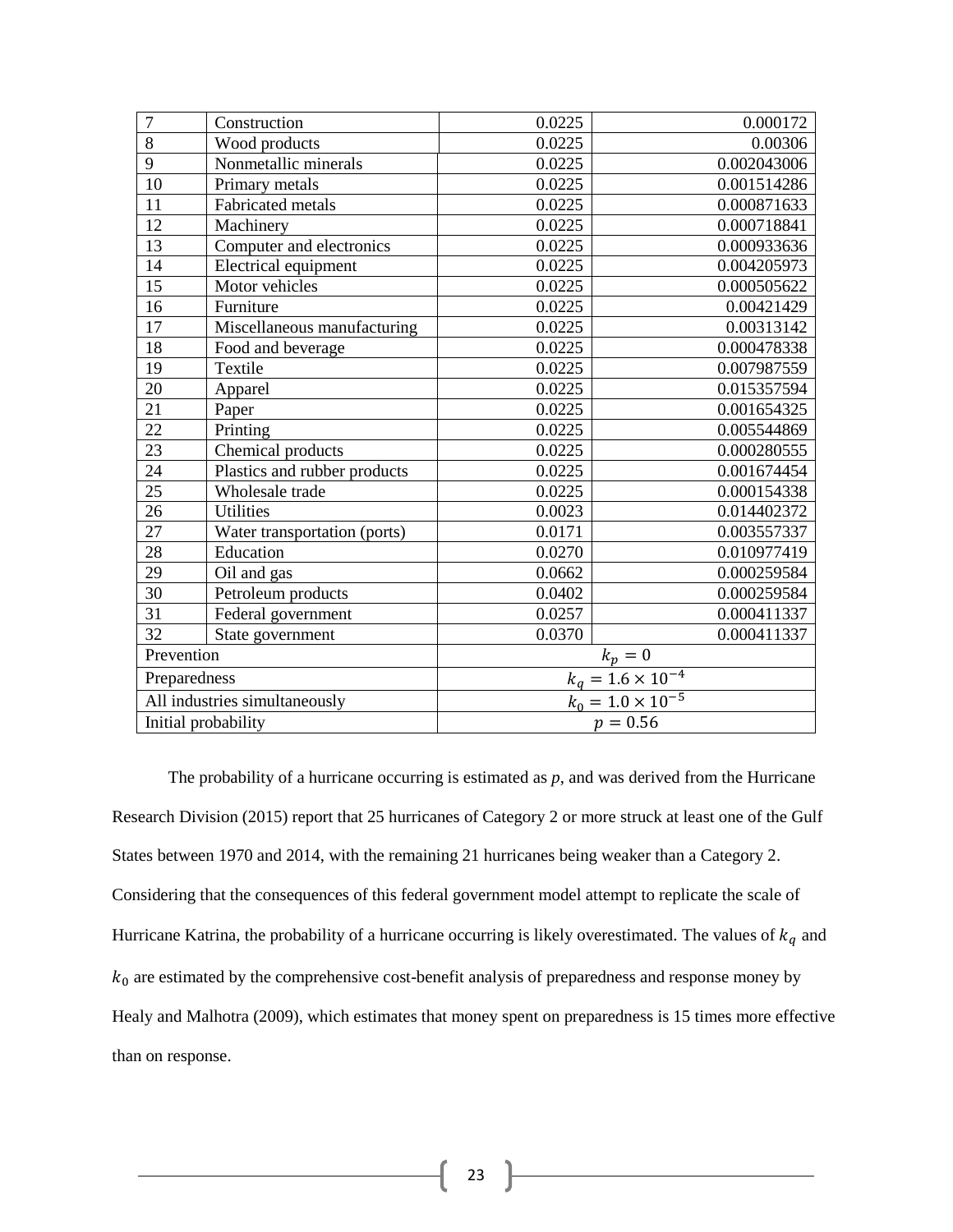| 7 | Construction | 0.0225 | 0.000172 |
|---|---|---|---|
| 8 | Wood products | 0.0225 | 0.00306 |
| 9 | Nonmetallic minerals | 0.0225 | 0.002043006 |
| 10 | Primary metals | 0.0225 | 0.001514286 |
| 11 | Fabricated metals | 0.0225 | 0.000871633 |
| 12 | Machinery | 0.0225 | 0.000718841 |
| 13 | Computer and electronics | 0.0225 | 0.000933636 |
| 14 | Electrical equipment | 0.0225 | 0.004205973 |
| 15 | Motor vehicles | 0.0225 | 0.000505622 |
| 16 | Furniture | 0.0225 | 0.00421429 |
| 17 | Miscellaneous manufacturing | 0.0225 | 0.00313142 |
| 18 | Food and beverage | 0.0225 | 0.000478338 |
| 19 | Textile | 0.0225 | 0.007987559 |
| 20 | Apparel | 0.0225 | 0.015357594 |
| 21 | Paper | 0.0225 | 0.001654325 |
| 22 | Printing | 0.0225 | 0.005544869 |
| 23 | Chemical products | 0.0225 | 0.000280555 |
| 24 | Plastics and rubber products | 0.0225 | 0.001674454 |
| 25 | Wholesale trade | 0.0225 | 0.000154338 |
| 26 | Utilities | 0.0023 | 0.014402372 |
| 27 | Water transportation (ports) | 0.0171 | 0.003557337 |
| 28 | Education | 0.0270 | 0.010977419 |
| 29 | Oil and gas | 0.0662 | 0.000259584 |
| 30 | Petroleum products | 0.0402 | 0.000259584 |
| 31 | Federal government | 0.0257 | 0.000411337 |
| 32 | State government | 0.0370 | 0.000411337 |
| Prevention | | $k_p = 0$ | |
| Preparedness | | $k_q = 1.6 \times 10^{-4}$ | |
| All industries simultaneously | | $k_0 = 1.0 \times 10^{-5}$ | |
| Initial probability | | $p = 0.56$ | |

The probability of a hurricane occurring is estimated as $p$, and was derived from the Hurricane Research Division (2015) report that 25 hurricanes of Category 2 or more struck at least one of the Gulf States between 1970 and 2014, with the remaining 21 hurricanes being weaker than a Category 2. Considering that the consequences of this federal government model attempt to replicate the scale of Hurricane Katrina, the probability of a hurricane occurring is likely overestimated. The values of $k_q$ and $k_0$ are estimated by the comprehensive cost-benefit analysis of preparedness and response money by Healy and Malhotra (2009), which estimates that money spent on preparedness is 15 times more effective than on response.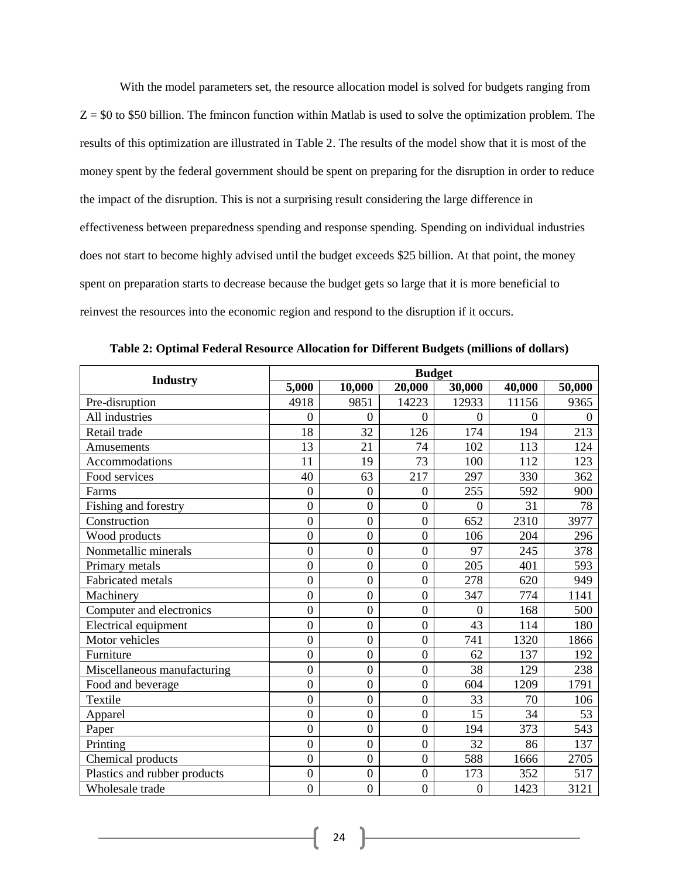With the model parameters set, the resource allocation model is solved for budgets ranging from Z = $0 to $50 billion. The fmincon function within Matlab is used to solve the optimization problem. The results of this optimization are illustrated in Table 2. The results of the model show that it is most of the money spent by the federal government should be spent on preparing for the disruption in order to reduce the impact of the disruption. This is not a surprising result considering the large difference in effectiveness between preparedness spending and response spending. Spending on individual industries does not start to become highly advised until the budget exceeds $25 billion. At that point, the money spent on preparation starts to decrease because the budget gets so large that it is more beneficial to reinvest the resources into the economic region and respond to the disruption if it occurs.

**Table 2: Optimal Federal Resource Allocation for Different Budgets (millions of dollars)**

| Industry | Budget | | | | | |
|---|---|---|---|---|---|---|
| | **5,000** | **10,000** | **20,000** | **30,000** | **40,000** | **50,000** |
| Pre-disruption | 4918 | 9851 | 14223 | 12933 | 11156 | 9365 |
| All industries | 0 | 0 | 0 | 0 | 0 | 0 |
| Retail trade | 18 | 32 | 126 | 174 | 194 | 213 |
| Amusements | 13 | 21 | 74 | 102 | 113 | 124 |
| Accommodations | 11 | 19 | 73 | 100 | 112 | 123 |
| Food services | 40 | 63 | 217 | 297 | 330 | 362 |
| Farms | 0 | 0 | 0 | 255 | 592 | 900 |
| Fishing and forestry | 0 | 0 | 0 | 0 | 31 | 78 |
| Construction | 0 | 0 | 0 | 652 | 2310 | 3977 |
| Wood products | 0 | 0 | 0 | 106 | 204 | 296 |
| Nonmetallic minerals | 0 | 0 | 0 | 97 | 245 | 378 |
| Primary metals | 0 | 0 | 0 | 205 | 401 | 593 |
| Fabricated metals | 0 | 0 | 0 | 278 | 620 | 949 |
| Machinery | 0 | 0 | 0 | 347 | 774 | 1141 |
| Computer and electronics | 0 | 0 | 0 | 0 | 168 | 500 |
| Electrical equipment | 0 | 0 | 0 | 43 | 114 | 180 |
| Motor vehicles | 0 | 0 | 0 | 741 | 1320 | 1866 |
| Furniture | 0 | 0 | 0 | 62 | 137 | 192 |
| Miscellaneous manufacturing | 0 | 0 | 0 | 38 | 129 | 238 |
| Food and beverage | 0 | 0 | 0 | 604 | 1209 | 1791 |
| Textile | 0 | 0 | 0 | 33 | 70 | 106 |
| Apparel | 0 | 0 | 0 | 15 | 34 | 53 |
| Paper | 0 | 0 | 0 | 194 | 373 | 543 |
| Printing | 0 | 0 | 0 | 32 | 86 | 137 |
| Chemical products | 0 | 0 | 0 | 588 | 1666 | 2705 |
| Plastics and rubber products | 0 | 0 | 0 | 173 | 352 | 517 |
| Wholesale trade | 0 | 0 | 0 | 0 | 1423 | 3121 |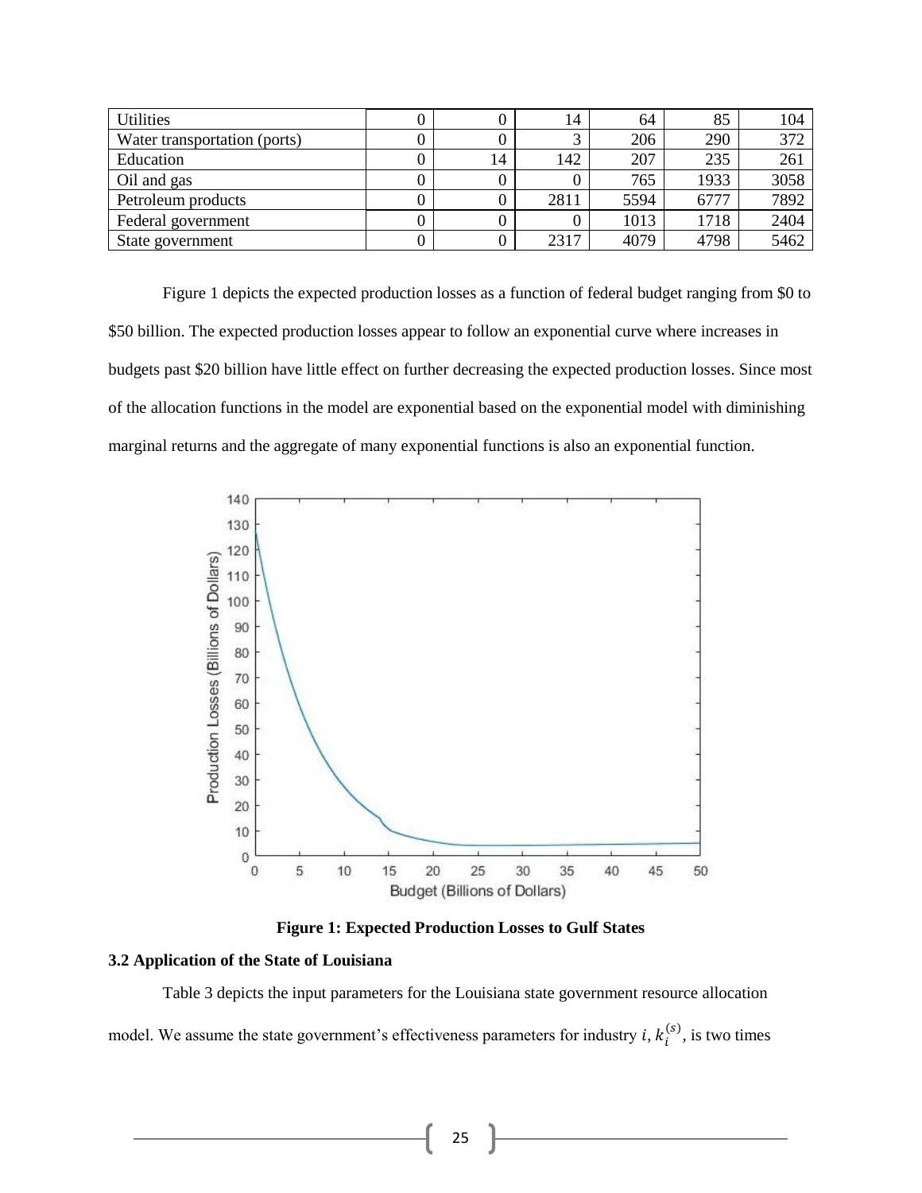| Utilities | 0 | 0 | 14 | 64 | 85 | 104 |
|---|---|---|---|---|---|---|
| Water transportation (ports) | 0 | 0 | 3 | 206 | 290 | 372 |
| Education | 0 | 14 | 142 | 207 | 235 | 261 |
| Oil and gas | 0 | 0 | 0 | 765 | 1933 | 3058 |
| Petroleum products | 0 | 0 | 2811 | 5594 | 6777 | 7892 |
| Federal government | 0 | 0 | 0 | 1013 | 1718 | 2404 |
| State government | 0 | 0 | 2317 | 4079 | 4798 | 5462 |

Figure 1 depicts the expected production losses as a function of federal budget ranging from $0 to $50 billion. The expected production losses appear to follow an exponential curve where increases in budgets past $20 billion have little effect on further decreasing the expected production losses. Since most of the allocation functions in the model are exponential based on the exponential model with diminishing marginal returns and the aggregate of many exponential functions is also an exponential function.

**Figure 1: Expected Production Losses to Gulf States**

### 3.2 Application of the State of Louisiana

Table 3 depicts the input parameters for the Louisiana state government resource allocation model. We assume the state government's effectiveness parameters for industry $i$, $k_i^{(s)}$, is two times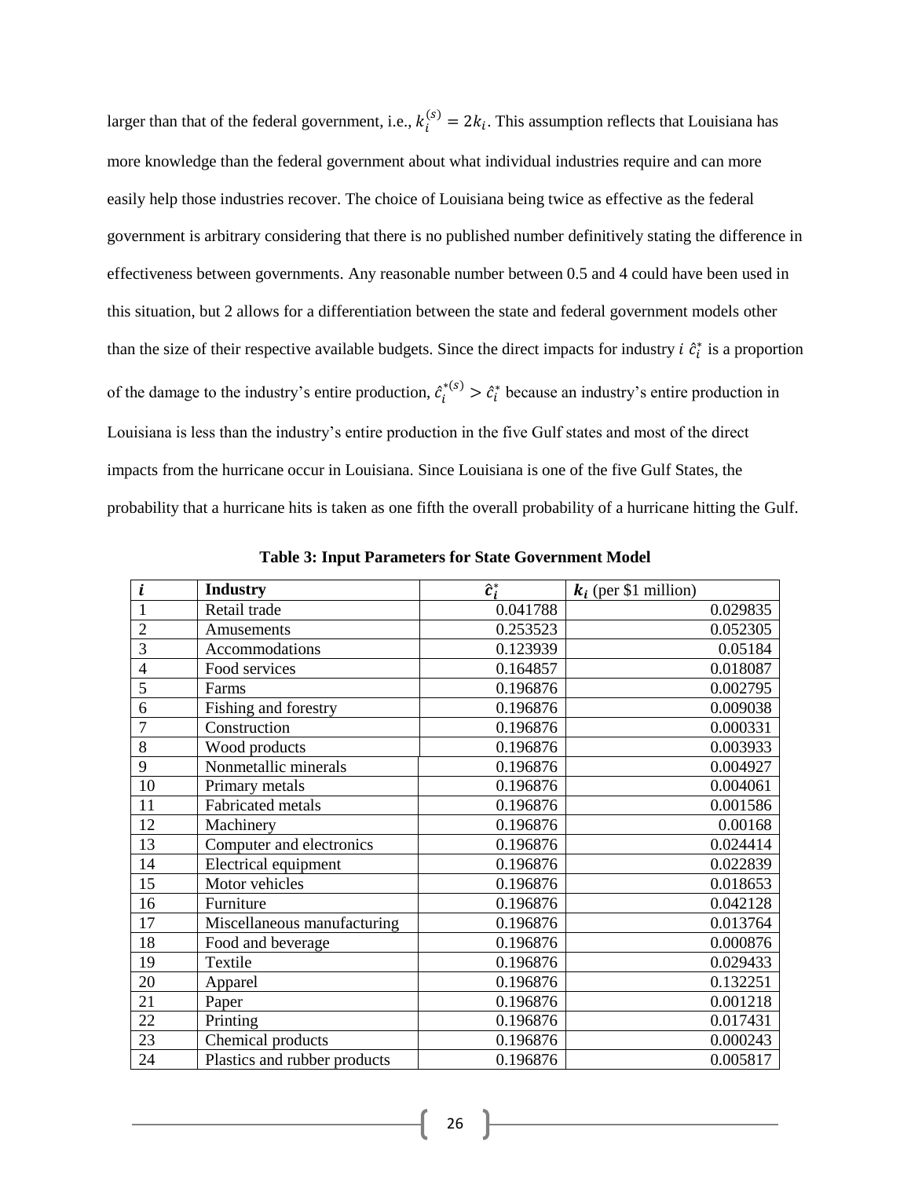larger than that of the federal government, i.e., $k_i^{(s)} = 2k_i$. This assumption reflects that Louisiana has more knowledge than the federal government about what individual industries require and can more easily help those industries recover. The choice of Louisiana being twice as effective as the federal government is arbitrary considering that there is no published number definitively stating the difference in effectiveness between governments. Any reasonable number between 0.5 and 4 could have been used in this situation, but 2 allows for a differentiation between the state and federal government models other than the size of their respective available budgets. Since the direct impacts for industry $i$ $\hat{c}_i^*$ is a proportion of the damage to the industry's entire production, $\hat{c}_i^{*(s)} > \hat{c}_i^*$ because an industry's entire production in Louisiana is less than the industry's entire production in the five Gulf states and most of the direct impacts from the hurricane occur in Louisiana. Since Louisiana is one of the five Gulf States, the probability that a hurricane hits is taken as one fifth the overall probability of a hurricane hitting the Gulf.

**Table 3: Input Parameters for State Government Model**

| $i$ | Industry | $\hat{c}_i^*$ | $k_i$ (per \$1 million) |
|---|---|---|---|
| 1 | Retail trade | 0.041788 | 0.029835 |
| 2 | Amusements | 0.253523 | 0.052305 |
| 3 | Accommodations | 0.123939 | 0.05184 |
| 4 | Food services | 0.164857 | 0.018087 |
| 5 | Farms | 0.196876 | 0.002795 |
| 6 | Fishing and forestry | 0.196876 | 0.009038 |
| 7 | Construction | 0.196876 | 0.000331 |
| 8 | Wood products | 0.196876 | 0.003933 |
| 9 | Nonmetallic minerals | 0.196876 | 0.004927 |
| 10 | Primary metals | 0.196876 | 0.004061 |
| 11 | Fabricated metals | 0.196876 | 0.001586 |
| 12 | Machinery | 0.196876 | 0.00168 |
| 13 | Computer and electronics | 0.196876 | 0.024414 |
| 14 | Electrical equipment | 0.196876 | 0.022839 |
| 15 | Motor vehicles | 0.196876 | 0.018653 |
| 16 | Furniture | 0.196876 | 0.042128 |
| 17 | Miscellaneous manufacturing | 0.196876 | 0.013764 |
| 18 | Food and beverage | 0.196876 | 0.000876 |
| 19 | Textile | 0.196876 | 0.029433 |
| 20 | Apparel | 0.196876 | 0.132251 |
| 21 | Paper | 0.196876 | 0.001218 |
| 22 | Printing | 0.196876 | 0.017431 |
| 23 | Chemical products | 0.196876 | 0.000243 |
| 24 | Plastics and rubber products | 0.196876 | 0.005817 |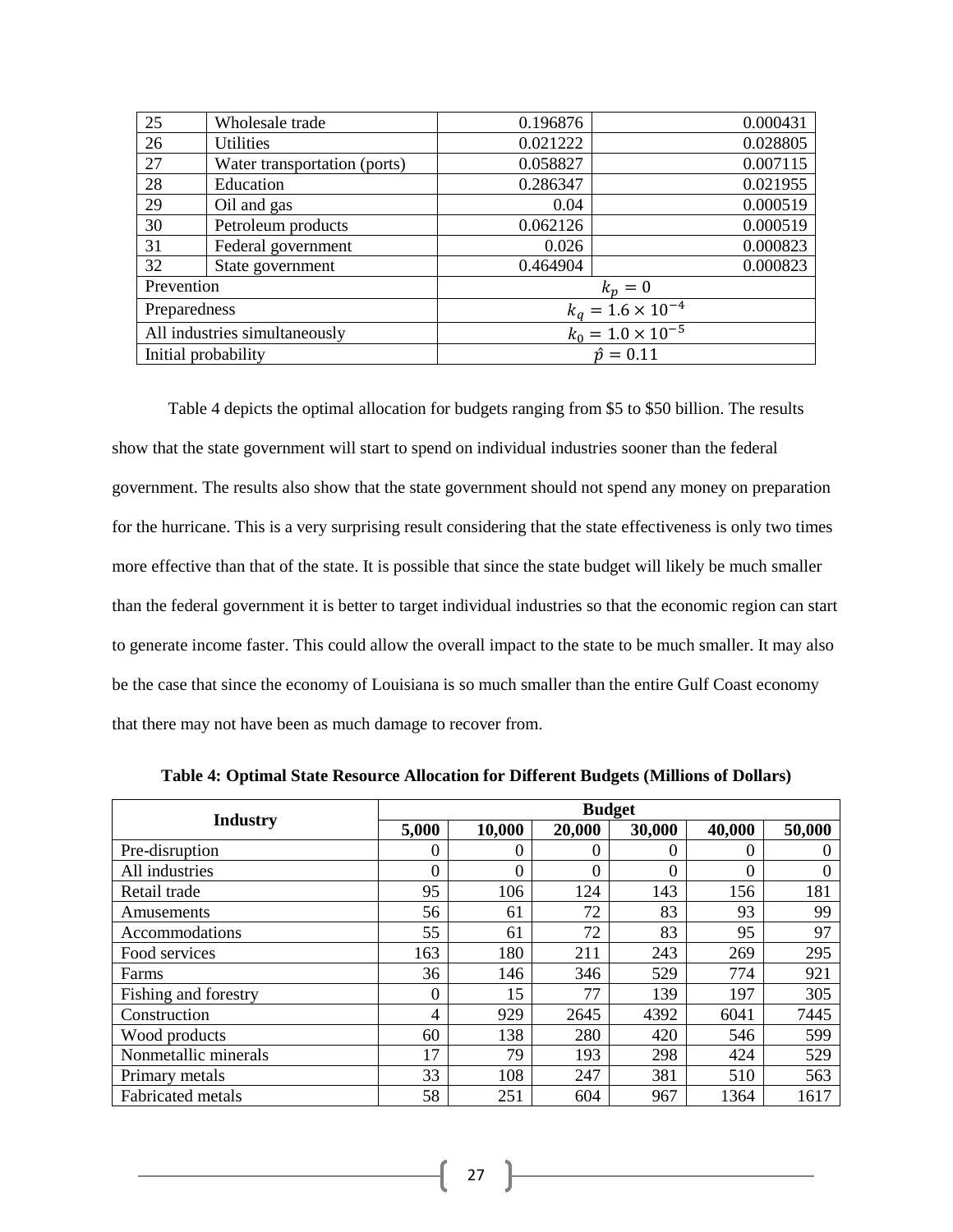| 25 | Wholesale trade | 0.196876 | 0.000431 |
|---|---|---|---|
| 26 | Utilities | 0.021222 | 0.028805 |
| 27 | Water transportation (ports) | 0.058827 | 0.007115 |
| 28 | Education | 0.286347 | 0.021955 |
| 29 | Oil and gas | 0.04 | 0.000519 |
| 30 | Petroleum products | 0.062126 | 0.000519 |
| 31 | Federal government | 0.026 | 0.000823 |
| 32 | State government | 0.464904 | 0.000823 |
| Prevention | | $k_p = 0$ | |
| Preparedness | | $k_q = 1.6 \times 10^{-4}$ | |
| All industries simultaneously | | $k_0 = 1.0 \times 10^{-5}$ | |
| Initial probability | | $\hat{p} = 0.11$ | |

Table 4 depicts the optimal allocation for budgets ranging from \$5 to \$50 billion. The results show that the state government will start to spend on individual industries sooner than the federal government. The results also show that the state government should not spend any money on preparation for the hurricane. This is a very surprising result considering that the state effectiveness is only two times more effective than that of the state. It is possible that since the state budget will likely be much smaller than the federal government it is better to target individual industries so that the economic region can start to generate income faster. This could allow the overall impact to the state to be much smaller. It may also be the case that since the economy of Louisiana is so much smaller than the entire Gulf Coast economy that there may not have been as much damage to recover from.

**Table 4: Optimal State Resource Allocation for Different Budgets (Millions of Dollars)**

| Industry | Budget | | | | | |
|---|---|---|---|---|---|---|
| | 5,000 | 10,000 | 20,000 | 30,000 | 40,000 | 50,000 |
| Pre-disruption | 0 | 0 | 0 | 0 | 0 | 0 |
| All industries | 0 | 0 | 0 | 0 | 0 | 0 |
| Retail trade | 95 | 106 | 124 | 143 | 156 | 181 |
| Amusements | 56 | 61 | 72 | 83 | 93 | 99 |
| Accommodations | 55 | 61 | 72 | 83 | 95 | 97 |
| Food services | 163 | 180 | 211 | 243 | 269 | 295 |
| Farms | 36 | 146 | 346 | 529 | 774 | 921 |
| Fishing and forestry | 0 | 15 | 77 | 139 | 197 | 305 |
| Construction | 4 | 929 | 2645 | 4392 | 6041 | 7445 |
| Wood products | 60 | 138 | 280 | 420 | 546 | 599 |
| Nonmetallic minerals | 17 | 79 | 193 | 298 | 424 | 529 |
| Primary metals | 33 | 108 | 247 | 381 | 510 | 563 |
| Fabricated metals | 58 | 251 | 604 | 967 | 1364 | 1617 |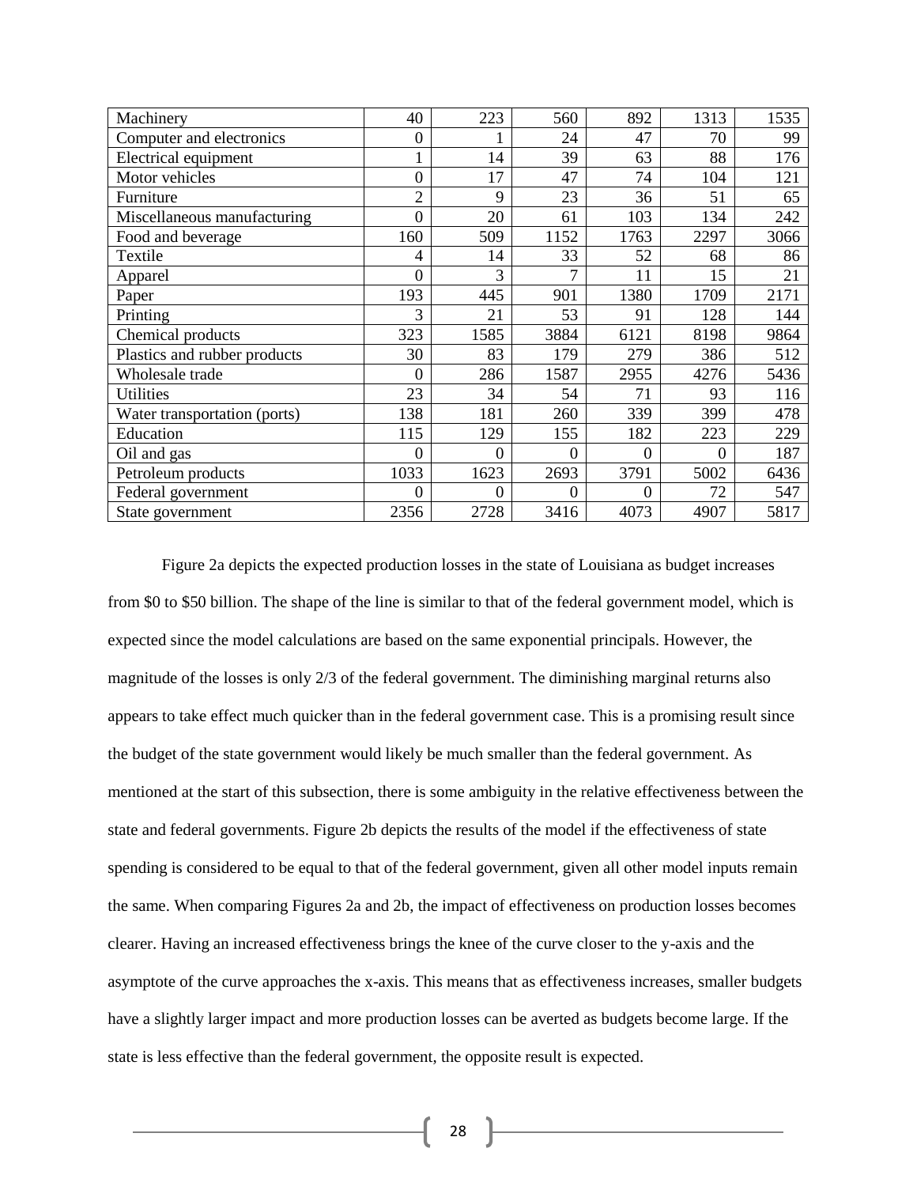| Machinery | 40 | 223 | 560 | 892 | 1313 | 1535 |
|---|---|---|---|---|---|---|
| Computer and electronics | 0 | 1 | 24 | 47 | 70 | 99 |
| Electrical equipment | 1 | 14 | 39 | 63 | 88 | 176 |
| Motor vehicles | 0 | 17 | 47 | 74 | 104 | 121 |
| Furniture | 2 | 9 | 23 | 36 | 51 | 65 |
| Miscellaneous manufacturing | 0 | 20 | 61 | 103 | 134 | 242 |
| Food and beverage | 160 | 509 | 1152 | 1763 | 2297 | 3066 |
| Textile | 4 | 14 | 33 | 52 | 68 | 86 |
| Apparel | 0 | 3 | 7 | 11 | 15 | 21 |
| Paper | 193 | 445 | 901 | 1380 | 1709 | 2171 |
| Printing | 3 | 21 | 53 | 91 | 128 | 144 |
| Chemical products | 323 | 1585 | 3884 | 6121 | 8198 | 9864 |
| Plastics and rubber products | 30 | 83 | 179 | 279 | 386 | 512 |
| Wholesale trade | 0 | 286 | 1587 | 2955 | 4276 | 5436 |
| Utilities | 23 | 34 | 54 | 71 | 93 | 116 |
| Water transportation (ports) | 138 | 181 | 260 | 339 | 399 | 478 |
| Education | 115 | 129 | 155 | 182 | 223 | 229 |
| Oil and gas | 0 | 0 | 0 | 0 | 0 | 187 |
| Petroleum products | 1033 | 1623 | 2693 | 3791 | 5002 | 6436 |
| Federal government | 0 | 0 | 0 | 0 | 72 | 547 |
| State government | 2356 | 2728 | 3416 | 4073 | 4907 | 5817 |

Figure 2a depicts the expected production losses in the state of Louisiana as budget increases from \$0 to \$50 billion. The shape of the line is similar to that of the federal government model, which is expected since the model calculations are based on the same exponential principals. However, the magnitude of the losses is only 2/3 of the federal government. The diminishing marginal returns also appears to take effect much quicker than in the federal government case. This is a promising result since the budget of the state government would likely be much smaller than the federal government. As mentioned at the start of this subsection, there is some ambiguity in the relative effectiveness between the state and federal governments. Figure 2b depicts the results of the model if the effectiveness of state spending is considered to be equal to that of the federal government, given all other model inputs remain the same. When comparing Figures 2a and 2b, the impact of effectiveness on production losses becomes clearer. Having an increased effectiveness brings the knee of the curve closer to the y-axis and the asymptote of the curve approaches the x-axis. This means that as effectiveness increases, smaller budgets have a slightly larger impact and more production losses can be averted as budgets become large. If the state is less effective than the federal government, the opposite result is expected.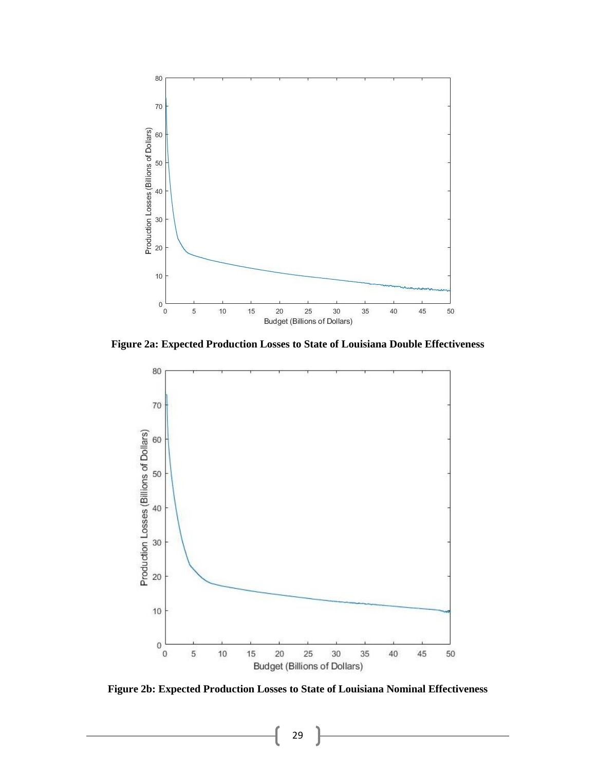**Figure 2a: Expected Production Losses to State of Louisiana Double Effectiveness**

**Figure 2b: Expected Production Losses to State of Louisiana Nominal Effectiveness**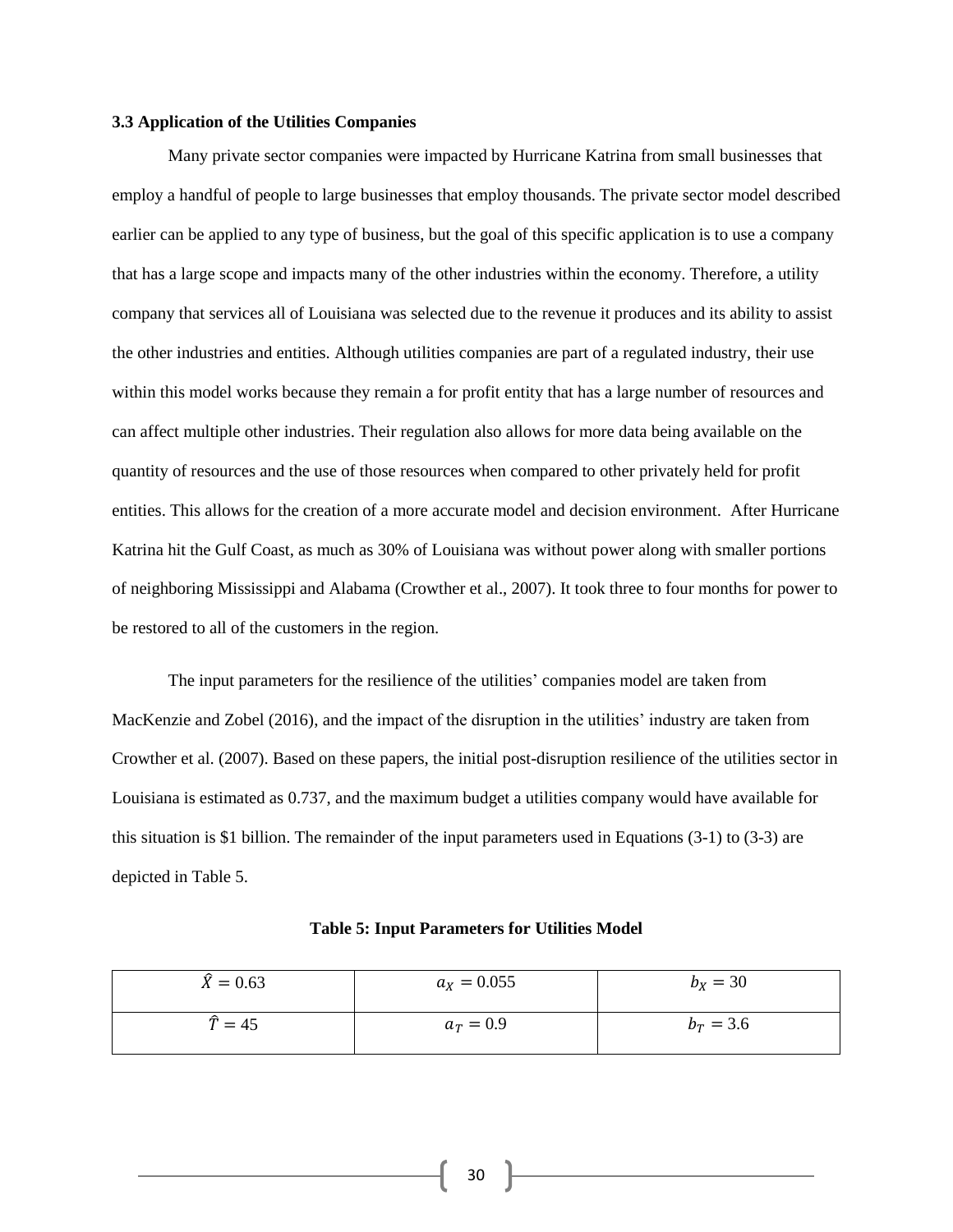### 3.3 Application of the Utilities Companies

Many private sector companies were impacted by Hurricane Katrina from small businesses that employ a handful of people to large businesses that employ thousands. The private sector model described earlier can be applied to any type of business, but the goal of this specific application is to use a company that has a large scope and impacts many of the other industries within the economy. Therefore, a utility company that services all of Louisiana was selected due to the revenue it produces and its ability to assist the other industries and entities. Although utilities companies are part of a regulated industry, their use within this model works because they remain a for profit entity that has a large number of resources and can affect multiple other industries. Their regulation also allows for more data being available on the quantity of resources and the use of those resources when compared to other privately held for profit entities. This allows for the creation of a more accurate model and decision environment. After Hurricane Katrina hit the Gulf Coast, as much as 30% of Louisiana was without power along with smaller portions of neighboring Mississippi and Alabama (Crowther et al., 2007). It took three to four months for power to be restored to all of the customers in the region.

The input parameters for the resilience of the utilities' companies model are taken from MacKenzie and Zobel (2016), and the impact of the disruption in the utilities' industry are taken from Crowther et al. (2007). Based on these papers, the initial post-disruption resilience of the utilities sector in Louisiana is estimated as 0.737, and the maximum budget a utilities company would have available for this situation is $1 billion. The remainder of the input parameters used in Equations (3-1) to (3-3) are depicted in Table 5.

**Table 5: Input Parameters for Utilities Model**

| | | |
|---|---|---|
| $\hat{X} = 0.63$ | $a_X = 0.055$ | $b_X = 30$ |
| $\hat{T} = 45$ | $a_T = 0.9$ | $b_T = 3.6$ |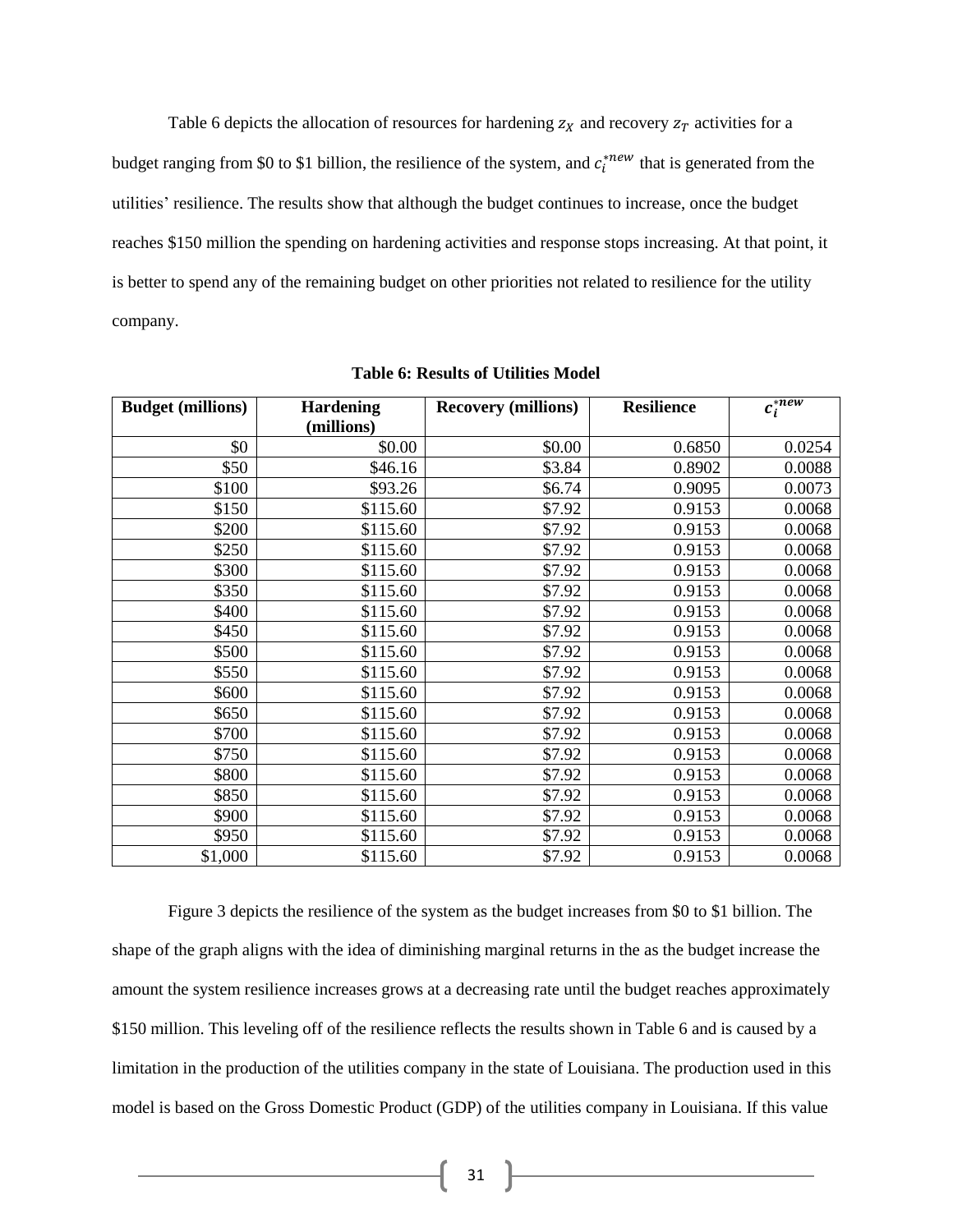Table 6 depicts the allocation of resources for hardening $z_X$ and recovery $z_T$ activities for a budget ranging from \$0 to \$1 billion, the resilience of the system, and $c_i^{*new}$ that is generated from the utilities' resilience. The results show that although the budget continues to increase, once the budget reaches \$150 million the spending on hardening activities and response stops increasing. At that point, it is better to spend any of the remaining budget on other priorities not related to resilience for the utility company.

**Table 6: Results of Utilities Model**

| Budget (millions) | Hardening (millions) | Recovery (millions) | Resilience | $c_i^{*new}$ |
|---|---|---|---|---|
| \$0 | \$0.00 | \$0.00 | 0.6850 | 0.0254 |
| \$50 | \$46.16 | \$3.84 | 0.8902 | 0.0088 |
| \$100 | \$93.26 | \$6.74 | 0.9095 | 0.0073 |
| \$150 | \$115.60 | \$7.92 | 0.9153 | 0.0068 |
| \$200 | \$115.60 | \$7.92 | 0.9153 | 0.0068 |
| \$250 | \$115.60 | \$7.92 | 0.9153 | 0.0068 |
| \$300 | \$115.60 | \$7.92 | 0.9153 | 0.0068 |
| \$350 | \$115.60 | \$7.92 | 0.9153 | 0.0068 |
| \$400 | \$115.60 | \$7.92 | 0.9153 | 0.0068 |
| \$450 | \$115.60 | \$7.92 | 0.9153 | 0.0068 |
| \$500 | \$115.60 | \$7.92 | 0.9153 | 0.0068 |
| \$550 | \$115.60 | \$7.92 | 0.9153 | 0.0068 |
| \$600 | \$115.60 | \$7.92 | 0.9153 | 0.0068 |
| \$650 | \$115.60 | \$7.92 | 0.9153 | 0.0068 |
| \$700 | \$115.60 | \$7.92 | 0.9153 | 0.0068 |
| \$750 | \$115.60 | \$7.92 | 0.9153 | 0.0068 |
| \$800 | \$115.60 | \$7.92 | 0.9153 | 0.0068 |
| \$850 | \$115.60 | \$7.92 | 0.9153 | 0.0068 |
| \$900 | \$115.60 | \$7.92 | 0.9153 | 0.0068 |
| \$950 | \$115.60 | \$7.92 | 0.9153 | 0.0068 |
| \$1,000 | \$115.60 | \$7.92 | 0.9153 | 0.0068 |

Figure 3 depicts the resilience of the system as the budget increases from \$0 to \$1 billion. The shape of the graph aligns with the idea of diminishing marginal returns in the as the budget increase the amount the system resilience increases grows at a decreasing rate until the budget reaches approximately \$150 million. This leveling off of the resilience reflects the results shown in Table 6 and is caused by a limitation in the production of the utilities company in the state of Louisiana. The production used in this model is based on the Gross Domestic Product (GDP) of the utilities company in Louisiana. If this value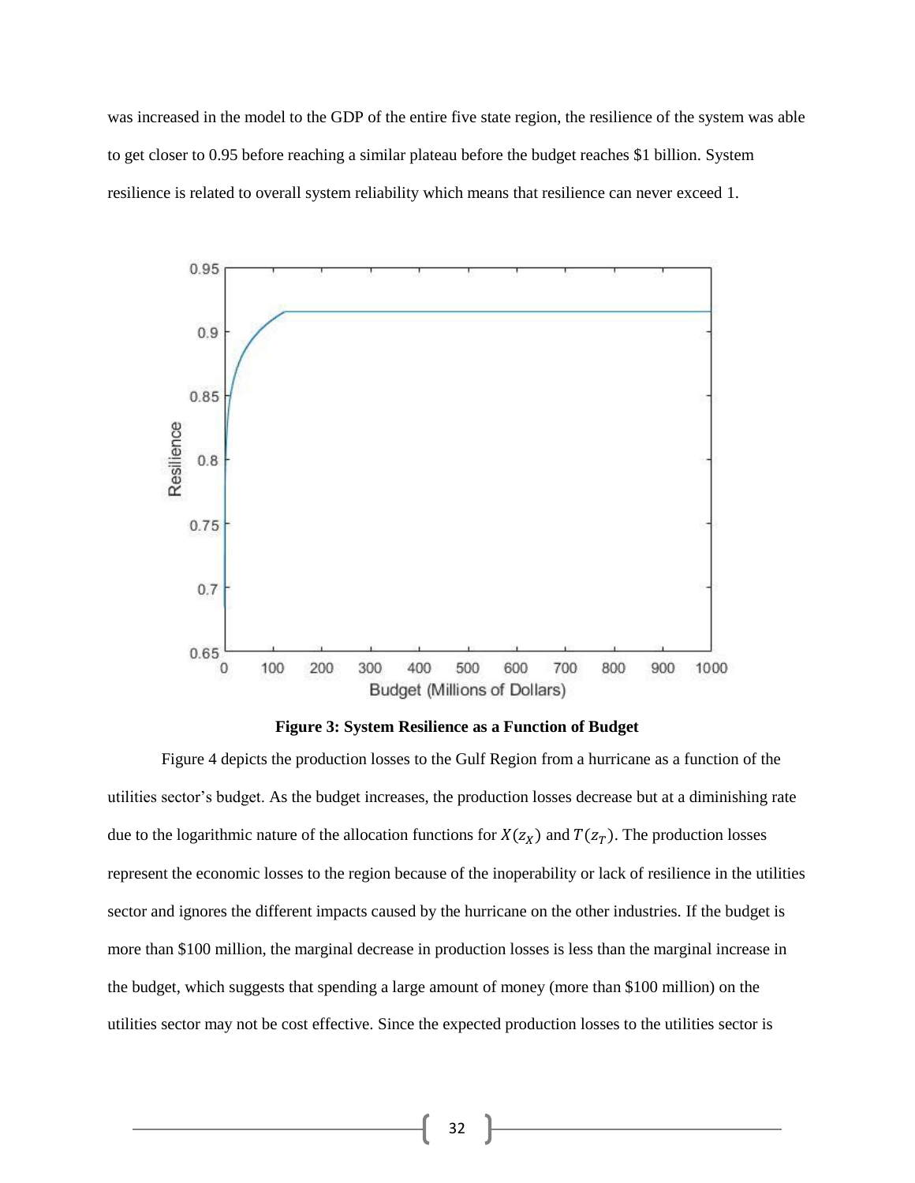was increased in the model to the GDP of the entire five state region, the resilience of the system was able to get closer to 0.95 before reaching a similar plateau before the budget reaches $1 billion. System resilience is related to overall system reliability which means that resilience can never exceed 1.

**Figure 3: System Resilience as a Function of Budget**

Figure 4 depicts the production losses to the Gulf Region from a hurricane as a function of the utilities sector's budget. As the budget increases, the production losses decrease but at a diminishing rate due to the logarithmic nature of the allocation functions for $X(z_X)$ and $T(z_T)$. The production losses represent the economic losses to the region because of the inoperability or lack of resilience in the utilities sector and ignores the different impacts caused by the hurricane on the other industries. If the budget is more than $100 million, the marginal decrease in production losses is less than the marginal increase in the budget, which suggests that spending a large amount of money (more than $100 million) on the utilities sector may not be cost effective. Since the expected production losses to the utilities sector is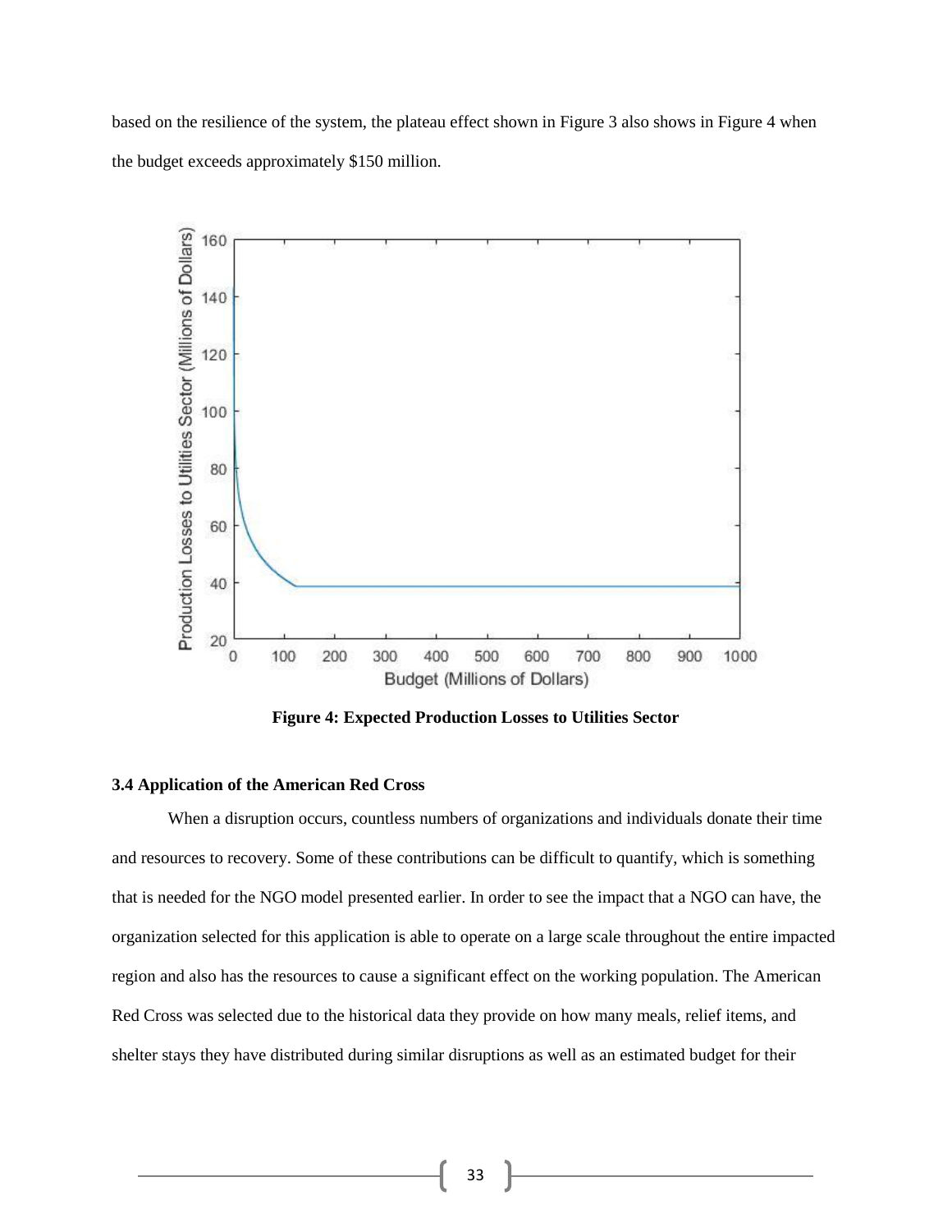based on the resilience of the system, the plateau effect shown in Figure 3 also shows in Figure 4 when the budget exceeds approximately $150 million.

**Figure 4: Expected Production Losses to Utilities Sector**

### 3.4 Application of the American Red Cross

When a disruption occurs, countless numbers of organizations and individuals donate their time and resources to recovery. Some of these contributions can be difficult to quantify, which is something that is needed for the NGO model presented earlier. In order to see the impact that a NGO can have, the organization selected for this application is able to operate on a large scale throughout the entire impacted region and also has the resources to cause a significant effect on the working population. The American Red Cross was selected due to the historical data they provide on how many meals, relief items, and shelter stays they have distributed during similar disruptions as well as an estimated budget for their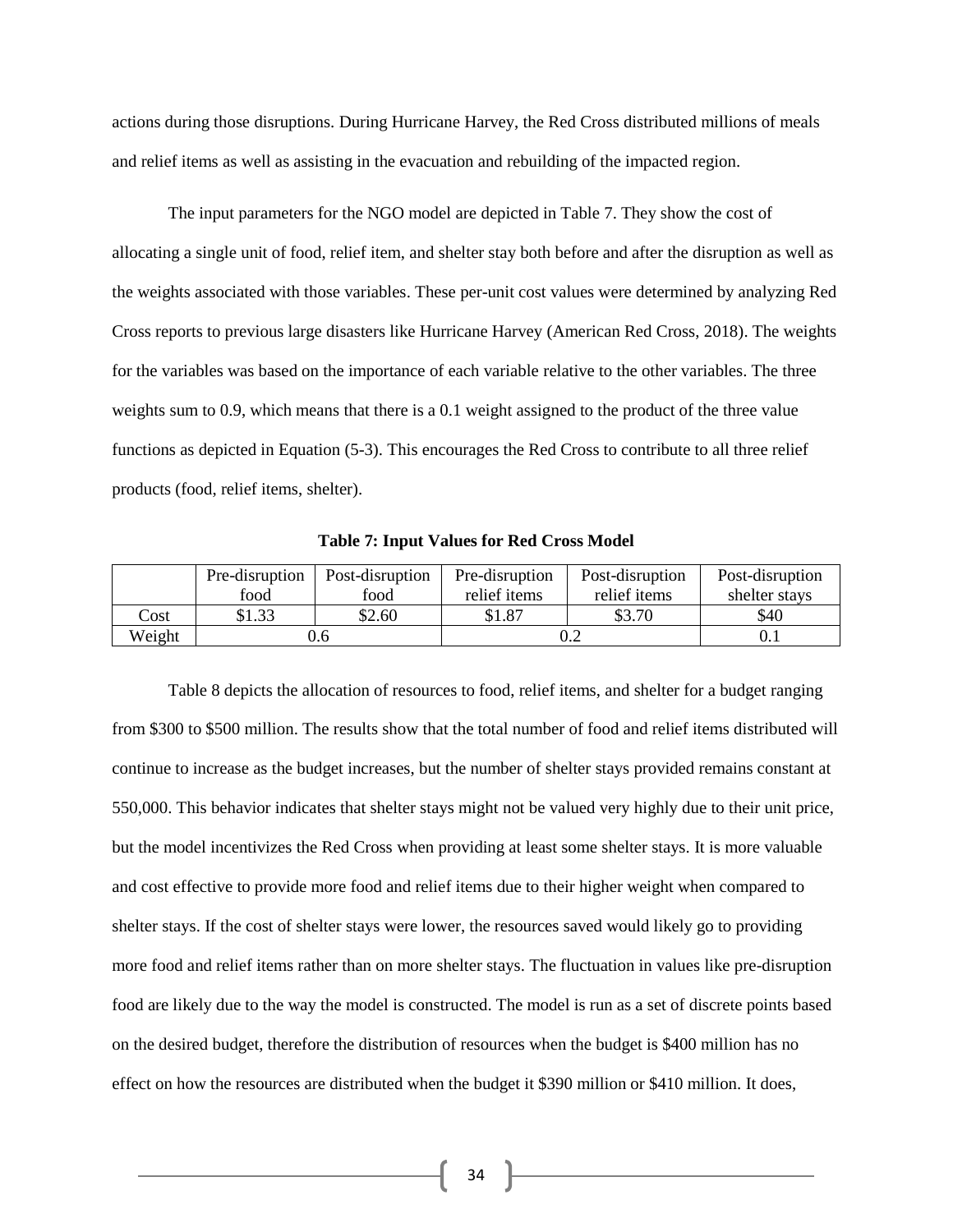actions during those disruptions. During Hurricane Harvey, the Red Cross distributed millions of meals and relief items as well as assisting in the evacuation and rebuilding of the impacted region.

The input parameters for the NGO model are depicted in Table 7. They show the cost of allocating a single unit of food, relief item, and shelter stay both before and after the disruption as well as the weights associated with those variables. These per-unit cost values were determined by analyzing Red Cross reports to previous large disasters like Hurricane Harvey (American Red Cross, 2018). The weights for the variables was based on the importance of each variable relative to the other variables. The three weights sum to 0.9, which means that there is a 0.1 weight assigned to the product of the three value functions as depicted in Equation (5-3). This encourages the Red Cross to contribute to all three relief products (food, relief items, shelter).

**Table 7: Input Values for Red Cross Model**

| | Pre-disruption food | Post-disruption food | Pre-disruption relief items | Post-disruption relief items | Post-disruption shelter stays |
|---|---|---|---|---|---|
| Cost | \$1.33 | \$2.60 | \$1.87 | \$3.70 | \$40 |
| Weight | 0.6 | | 0.2 | | 0.1 |

Table 8 depicts the allocation of resources to food, relief items, and shelter for a budget ranging from \$300 to \$500 million. The results show that the total number of food and relief items distributed will continue to increase as the budget increases, but the number of shelter stays provided remains constant at 550,000. This behavior indicates that shelter stays might not be valued very highly due to their unit price, but the model incentivizes the Red Cross when providing at least some shelter stays. It is more valuable and cost effective to provide more food and relief items due to their higher weight when compared to shelter stays. If the cost of shelter stays were lower, the resources saved would likely go to providing more food and relief items rather than on more shelter stays. The fluctuation in values like pre-disruption food are likely due to the way the model is constructed. The model is run as a set of discrete points based on the desired budget, therefore the distribution of resources when the budget is \$400 million has no effect on how the resources are distributed when the budget it \$390 million or \$410 million. It does,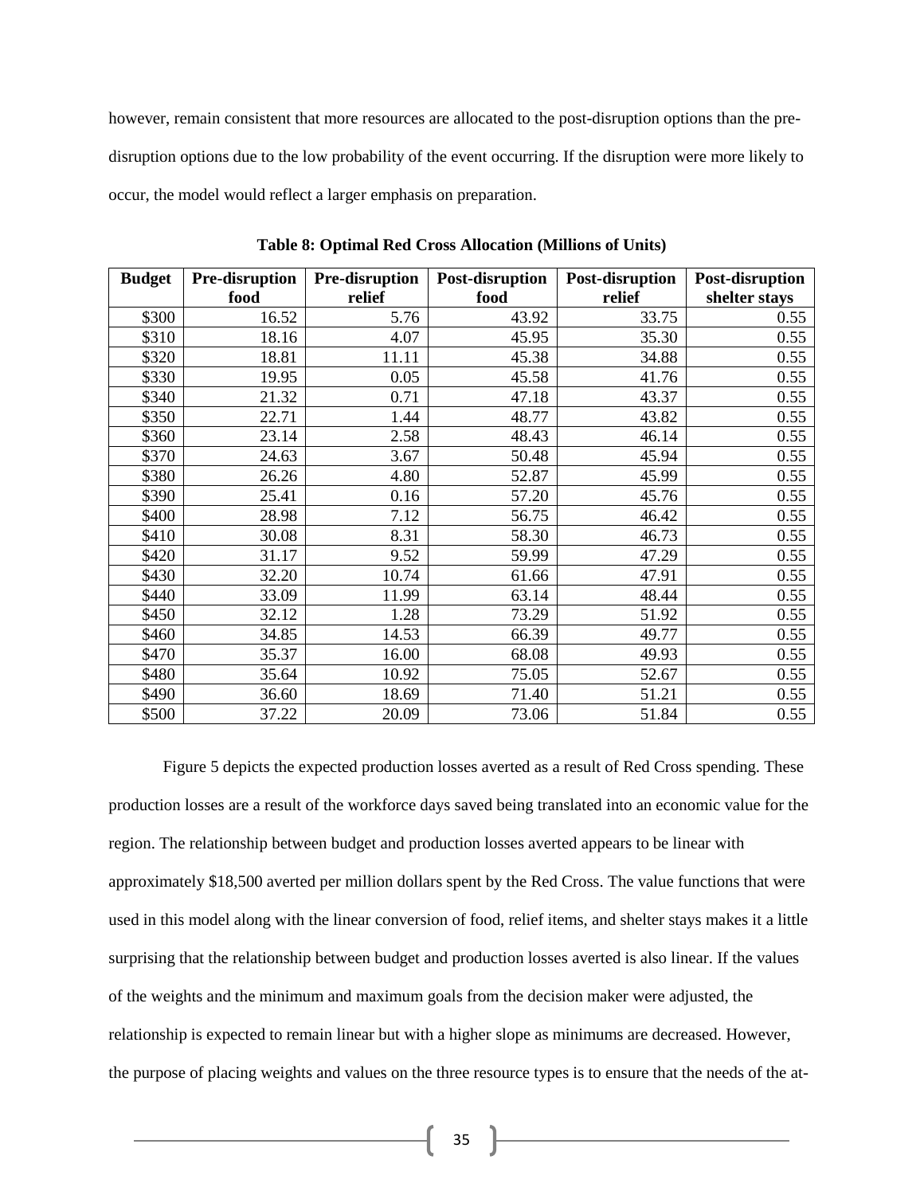however, remain consistent that more resources are allocated to the post-disruption options than the pre-disruption options due to the low probability of the event occurring. If the disruption were more likely to occur, the model would reflect a larger emphasis on preparation.

**Table 8: Optimal Red Cross Allocation (Millions of Units)**

| Budget | Pre-disruption food | Pre-disruption relief | Post-disruption food | Post-disruption relief | Post-disruption shelter stays |
|---|---|---|---|---|---|
| $300 | 16.52 | 5.76 | 43.92 | 33.75 | 0.55 |
| $310 | 18.16 | 4.07 | 45.95 | 35.30 | 0.55 |
| $320 | 18.81 | 11.11 | 45.38 | 34.88 | 0.55 |
| $330 | 19.95 | 0.05 | 45.58 | 41.76 | 0.55 |
| $340 | 21.32 | 0.71 | 47.18 | 43.37 | 0.55 |
| $350 | 22.71 | 1.44 | 48.77 | 43.82 | 0.55 |
| $360 | 23.14 | 2.58 | 48.43 | 46.14 | 0.55 |
| $370 | 24.63 | 3.67 | 50.48 | 45.94 | 0.55 |
| $380 | 26.26 | 4.80 | 52.87 | 45.99 | 0.55 |
| $390 | 25.41 | 0.16 | 57.20 | 45.76 | 0.55 |
| $400 | 28.98 | 7.12 | 56.75 | 46.42 | 0.55 |
| $410 | 30.08 | 8.31 | 58.30 | 46.73 | 0.55 |
| $420 | 31.17 | 9.52 | 59.99 | 47.29 | 0.55 |
| $430 | 32.20 | 10.74 | 61.66 | 47.91 | 0.55 |
| $440 | 33.09 | 11.99 | 63.14 | 48.44 | 0.55 |
| $450 | 32.12 | 1.28 | 73.29 | 51.92 | 0.55 |
| $460 | 34.85 | 14.53 | 66.39 | 49.77 | 0.55 |
| $470 | 35.37 | 16.00 | 68.08 | 49.93 | 0.55 |
| $480 | 35.64 | 10.92 | 75.05 | 52.67 | 0.55 |
| $490 | 36.60 | 18.69 | 71.40 | 51.21 | 0.55 |
| $500 | 37.22 | 20.09 | 73.06 | 51.84 | 0.55 |

Figure 5 depicts the expected production losses averted as a result of Red Cross spending. These production losses are a result of the workforce days saved being translated into an economic value for the region. The relationship between budget and production losses averted appears to be linear with approximately $18,500 averted per million dollars spent by the Red Cross. The value functions that were used in this model along with the linear conversion of food, relief items, and shelter stays makes it a little surprising that the relationship between budget and production losses averted is also linear. If the values of the weights and the minimum and maximum goals from the decision maker were adjusted, the relationship is expected to remain linear but with a higher slope as minimums are decreased. However, the purpose of placing weights and values on the three resource types is to ensure that the needs of the at-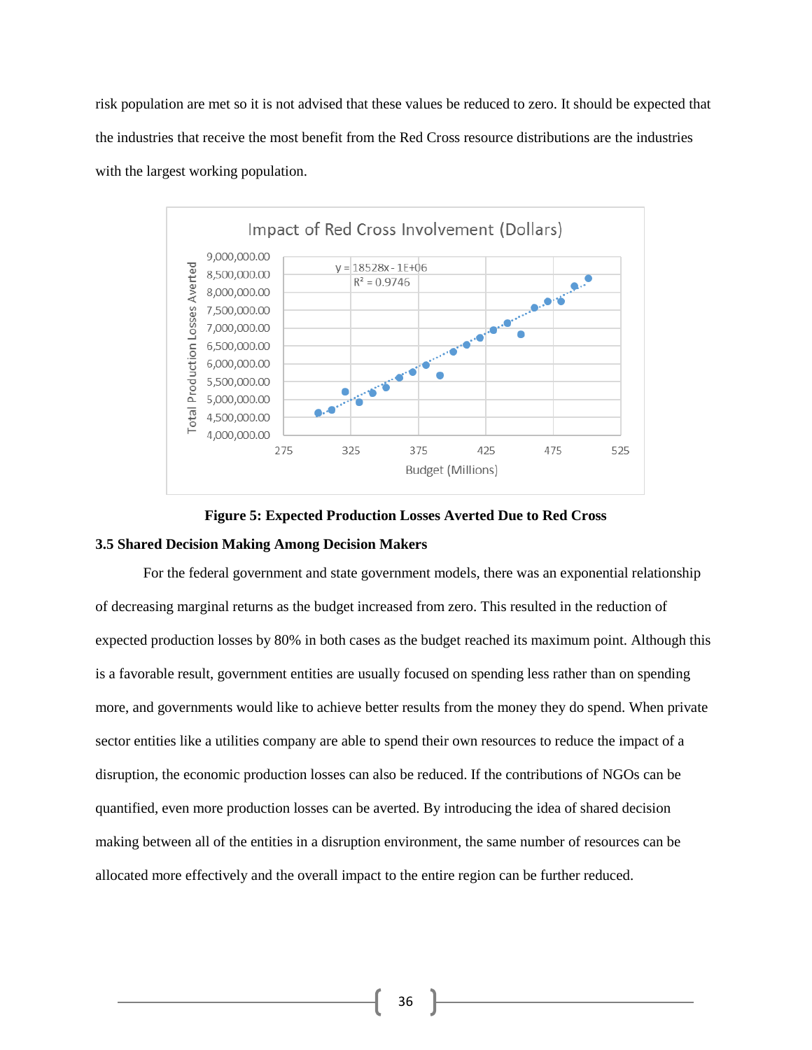risk population are met so it is not advised that these values be reduced to zero. It should be expected that the industries that receive the most benefit from the Red Cross resource distributions are the industries with the largest working population.

**Figure 5: Expected Production Losses Averted Due to Red Cross**

### 3.5 Shared Decision Making Among Decision Makers

For the federal government and state government models, there was an exponential relationship of decreasing marginal returns as the budget increased from zero. This resulted in the reduction of expected production losses by 80% in both cases as the budget reached its maximum point. Although this is a favorable result, government entities are usually focused on spending less rather than on spending more, and governments would like to achieve better results from the money they do spend. When private sector entities like a utilities company are able to spend their own resources to reduce the impact of a disruption, the economic production losses can also be reduced. If the contributions of NGOs can be quantified, even more production losses can be averted. By introducing the idea of shared decision making between all of the entities in a disruption environment, the same number of resources can be allocated more effectively and the overall impact to the entire region can be further reduced.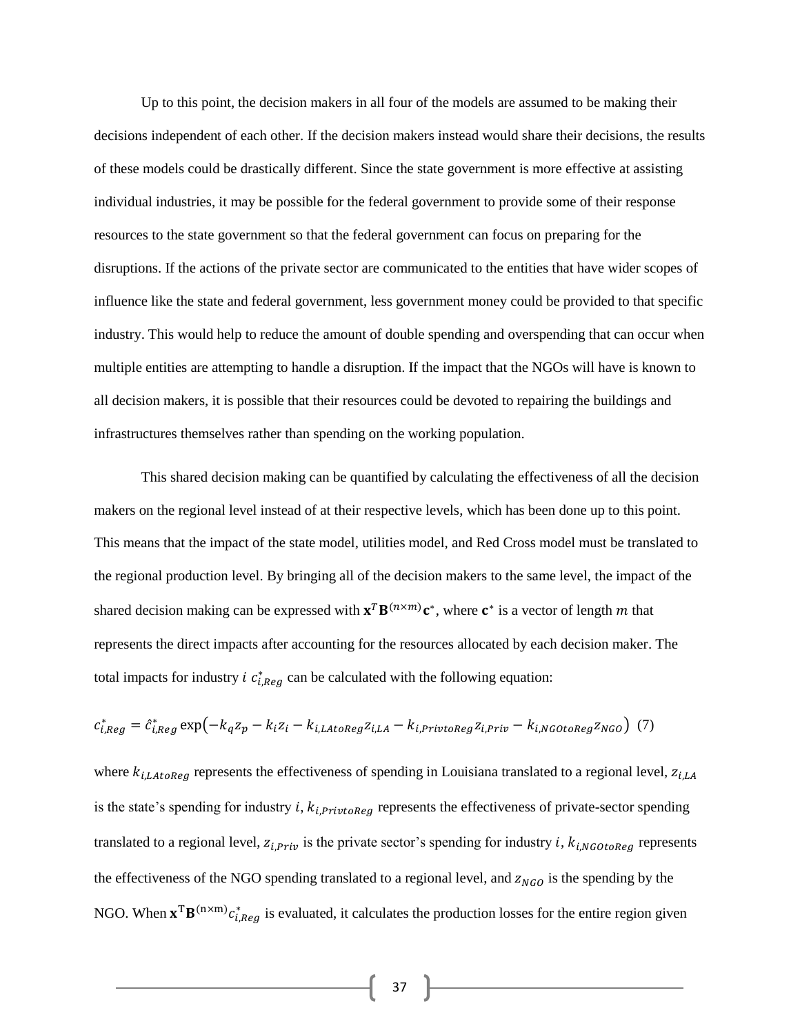Up to this point, the decision makers in all four of the models are assumed to be making their decisions independent of each other. If the decision makers instead would share their decisions, the results of these models could be drastically different. Since the state government is more effective at assisting individual industries, it may be possible for the federal government to provide some of their response resources to the state government so that the federal government can focus on preparing for the disruptions. If the actions of the private sector are communicated to the entities that have wider scopes of influence like the state and federal government, less government money could be provided to that specific industry. This would help to reduce the amount of double spending and overspending that can occur when multiple entities are attempting to handle a disruption. If the impact that the NGOs will have is known to all decision makers, it is possible that their resources could be devoted to repairing the buildings and infrastructures themselves rather than spending on the working population.

This shared decision making can be quantified by calculating the effectiveness of all the decision makers on the regional level instead of at their respective levels, which has been done up to this point. This means that the impact of the state model, utilities model, and Red Cross model must be translated to the regional production level. By bringing all of the decision makers to the same level, the impact of the shared decision making can be expressed with $\mathbf{x}^T\mathbf{B}^{(n\times m)}\mathbf{c}^*$, where $\mathbf{c}^*$ is a vector of length $m$ that represents the direct impacts after accounting for the resources allocated by each decision maker. The total impacts for industry $i$ $c^*_{i,Reg}$ can be calculated with the following equation:

$$c^*_{i,Reg} = \hat{c}^*_{i,Reg}\exp\left(-k_q z_p - k_i z_i - k_{i,LAtoReg} z_{i,LA} - k_{i,PrivtoReg} z_{i,Priv} - k_{i,NGOtoReg} z_{NGO}\right) \quad (7)$$

where $k_{i,LAtoReg}$ represents the effectiveness of spending in Louisiana translated to a regional level, $z_{i,LA}$ is the state's spending for industry $i$, $k_{i,PrivtoReg}$ represents the effectiveness of private-sector spending translated to a regional level, $z_{i,Priv}$ is the private sector's spending for industry $i$, $k_{i,NGOtoReg}$ represents the effectiveness of the NGO spending translated to a regional level, and $z_{NGO}$ is the spending by the NGO. When $\mathbf{x}^\mathrm{T}\mathbf{B}^{(\mathrm{n\times m})}c^*_{i,Reg}$ is evaluated, it calculates the production losses for the entire region given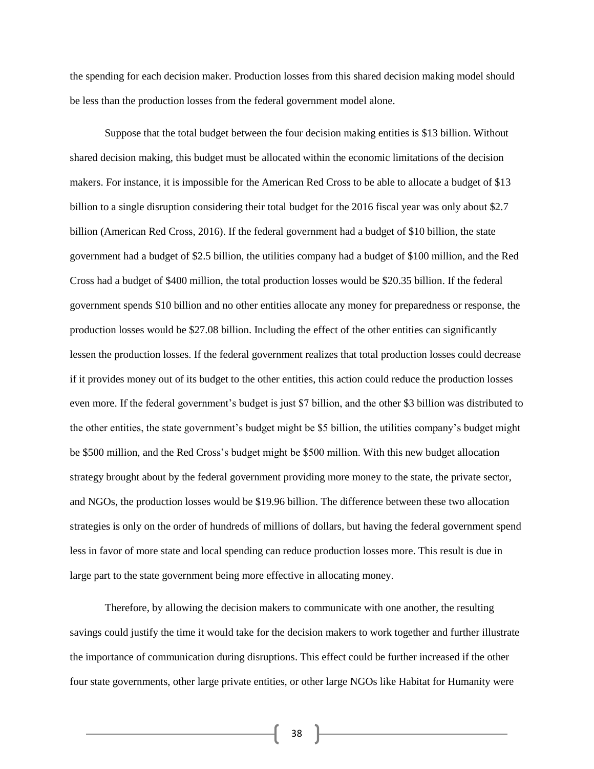the spending for each decision maker. Production losses from this shared decision making model should be less than the production losses from the federal government model alone.

Suppose that the total budget between the four decision making entities is $13 billion. Without shared decision making, this budget must be allocated within the economic limitations of the decision makers. For instance, it is impossible for the American Red Cross to be able to allocate a budget of $13 billion to a single disruption considering their total budget for the 2016 fiscal year was only about $2.7 billion (American Red Cross, 2016). If the federal government had a budget of $10 billion, the state government had a budget of $2.5 billion, the utilities company had a budget of $100 million, and the Red Cross had a budget of $400 million, the total production losses would be $20.35 billion. If the federal government spends $10 billion and no other entities allocate any money for preparedness or response, the production losses would be $27.08 billion. Including the effect of the other entities can significantly lessen the production losses. If the federal government realizes that total production losses could decrease if it provides money out of its budget to the other entities, this action could reduce the production losses even more. If the federal government's budget is just $7 billion, and the other $3 billion was distributed to the other entities, the state government's budget might be $5 billion, the utilities company's budget might be $500 million, and the Red Cross's budget might be $500 million. With this new budget allocation strategy brought about by the federal government providing more money to the state, the private sector, and NGOs, the production losses would be $19.96 billion. The difference between these two allocation strategies is only on the order of hundreds of millions of dollars, but having the federal government spend less in favor of more state and local spending can reduce production losses more. This result is due in large part to the state government being more effective in allocating money.

Therefore, by allowing the decision makers to communicate with one another, the resulting savings could justify the time it would take for the decision makers to work together and further illustrate the importance of communication during disruptions. This effect could be further increased if the other four state governments, other large private entities, or other large NGOs like Habitat for Humanity were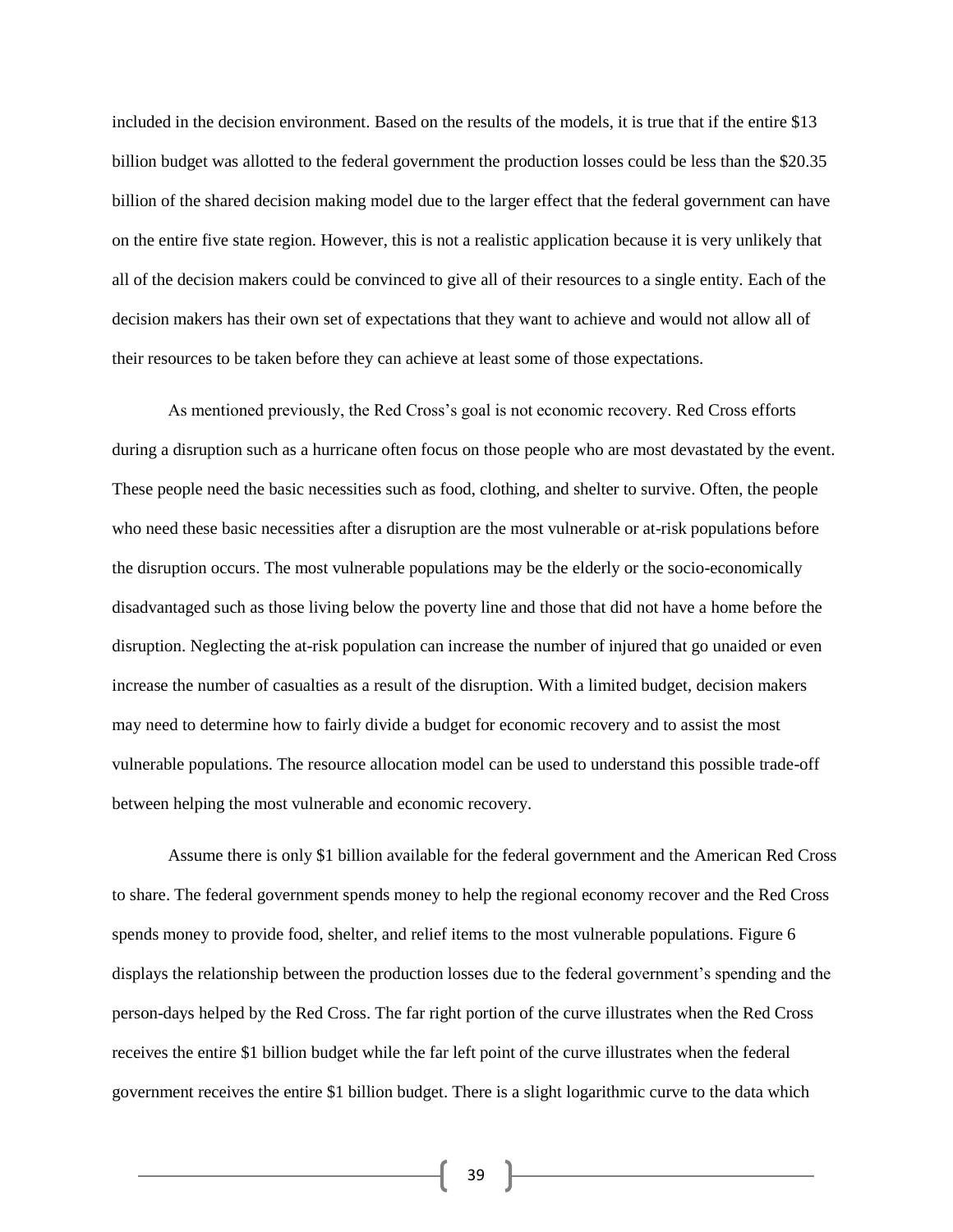included in the decision environment. Based on the results of the models, it is true that if the entire $13 billion budget was allotted to the federal government the production losses could be less than the $20.35 billion of the shared decision making model due to the larger effect that the federal government can have on the entire five state region. However, this is not a realistic application because it is very unlikely that all of the decision makers could be convinced to give all of their resources to a single entity. Each of the decision makers has their own set of expectations that they want to achieve and would not allow all of their resources to be taken before they can achieve at least some of those expectations.

As mentioned previously, the Red Cross's goal is not economic recovery. Red Cross efforts during a disruption such as a hurricane often focus on those people who are most devastated by the event. These people need the basic necessities such as food, clothing, and shelter to survive. Often, the people who need these basic necessities after a disruption are the most vulnerable or at-risk populations before the disruption occurs. The most vulnerable populations may be the elderly or the socio-economically disadvantaged such as those living below the poverty line and those that did not have a home before the disruption. Neglecting the at-risk population can increase the number of injured that go unaided or even increase the number of casualties as a result of the disruption. With a limited budget, decision makers may need to determine how to fairly divide a budget for economic recovery and to assist the most vulnerable populations. The resource allocation model can be used to understand this possible trade-off between helping the most vulnerable and economic recovery.

Assume there is only $1 billion available for the federal government and the American Red Cross to share. The federal government spends money to help the regional economy recover and the Red Cross spends money to provide food, shelter, and relief items to the most vulnerable populations. Figure 6 displays the relationship between the production losses due to the federal government's spending and the person-days helped by the Red Cross. The far right portion of the curve illustrates when the Red Cross receives the entire $1 billion budget while the far left point of the curve illustrates when the federal government receives the entire $1 billion budget. There is a slight logarithmic curve to the data which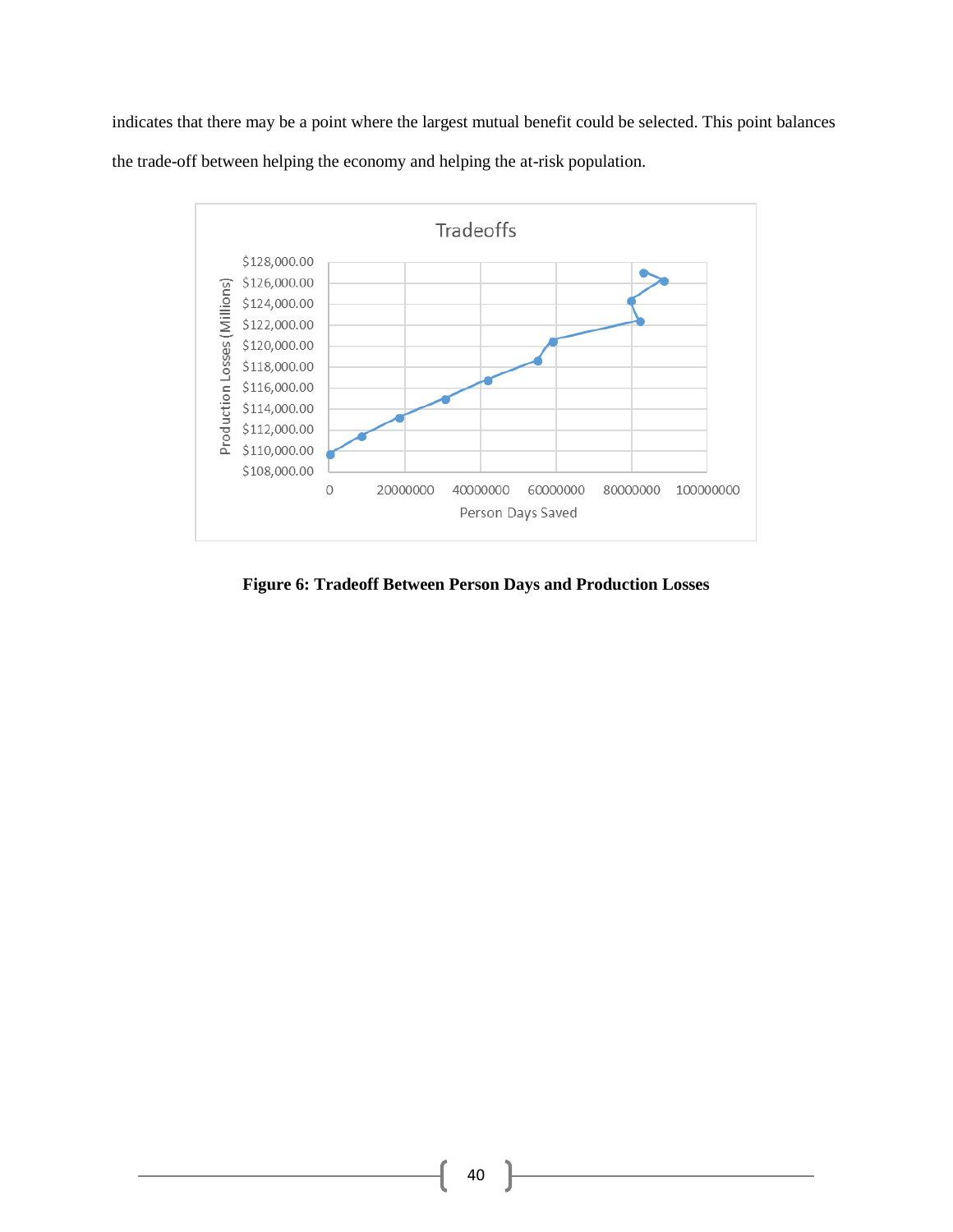indicates that there may be a point where the largest mutual benefit could be selected. This point balances the trade-off between helping the economy and helping the at-risk population.

**Figure 6: Tradeoff Between Person Days and Production Losses**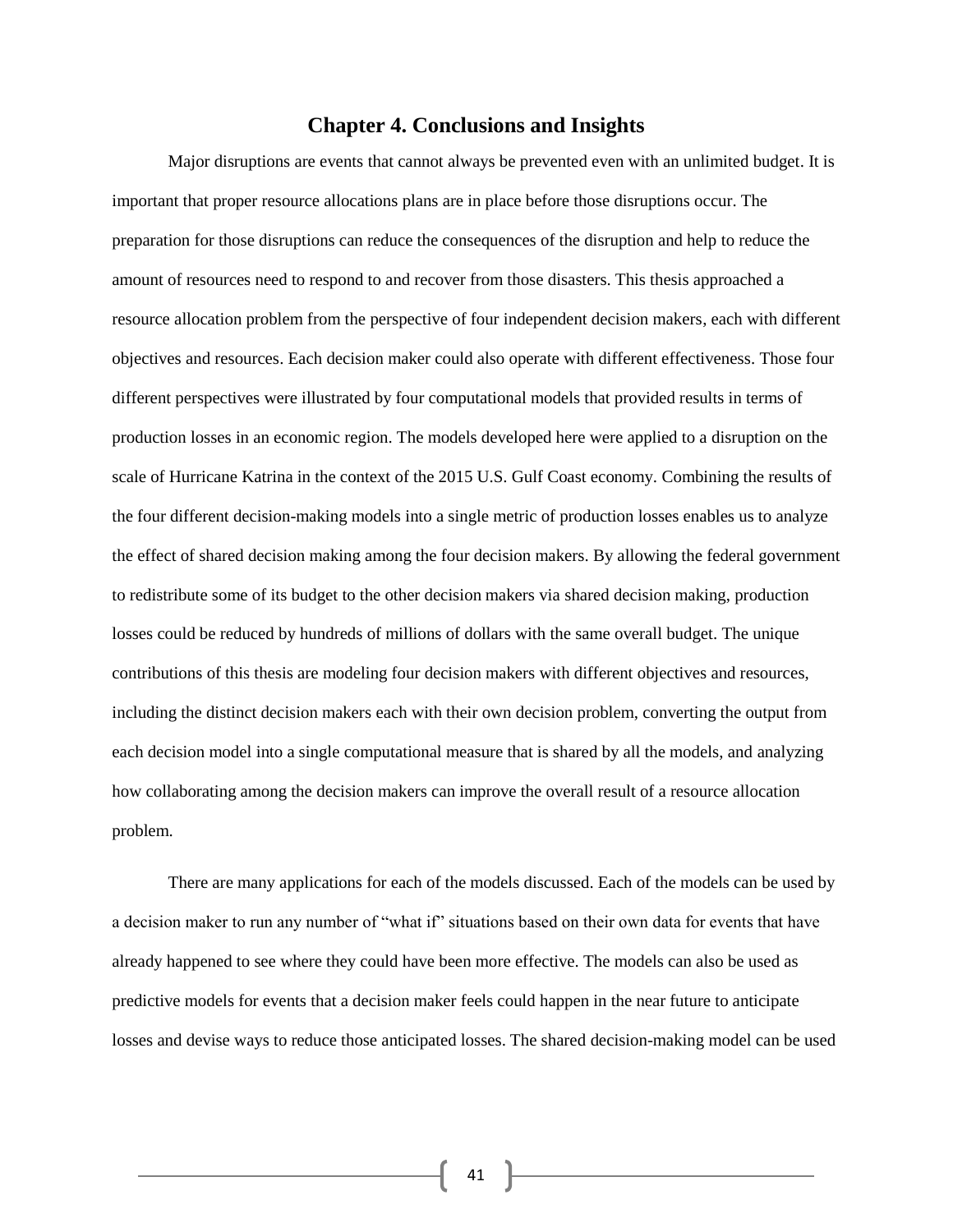# Chapter 4. Conclusions and Insights

Major disruptions are events that cannot always be prevented even with an unlimited budget. It is important that proper resource allocations plans are in place before those disruptions occur. The preparation for those disruptions can reduce the consequences of the disruption and help to reduce the amount of resources need to respond to and recover from those disasters. This thesis approached a resource allocation problem from the perspective of four independent decision makers, each with different objectives and resources. Each decision maker could also operate with different effectiveness. Those four different perspectives were illustrated by four computational models that provided results in terms of production losses in an economic region. The models developed here were applied to a disruption on the scale of Hurricane Katrina in the context of the 2015 U.S. Gulf Coast economy. Combining the results of the four different decision-making models into a single metric of production losses enables us to analyze the effect of shared decision making among the four decision makers. By allowing the federal government to redistribute some of its budget to the other decision makers via shared decision making, production losses could be reduced by hundreds of millions of dollars with the same overall budget. The unique contributions of this thesis are modeling four decision makers with different objectives and resources, including the distinct decision makers each with their own decision problem, converting the output from each decision model into a single computational measure that is shared by all the models, and analyzing how collaborating among the decision makers can improve the overall result of a resource allocation problem.

There are many applications for each of the models discussed. Each of the models can be used by a decision maker to run any number of "what if" situations based on their own data for events that have already happened to see where they could have been more effective. The models can also be used as predictive models for events that a decision maker feels could happen in the near future to anticipate losses and devise ways to reduce those anticipated losses. The shared decision-making model can be used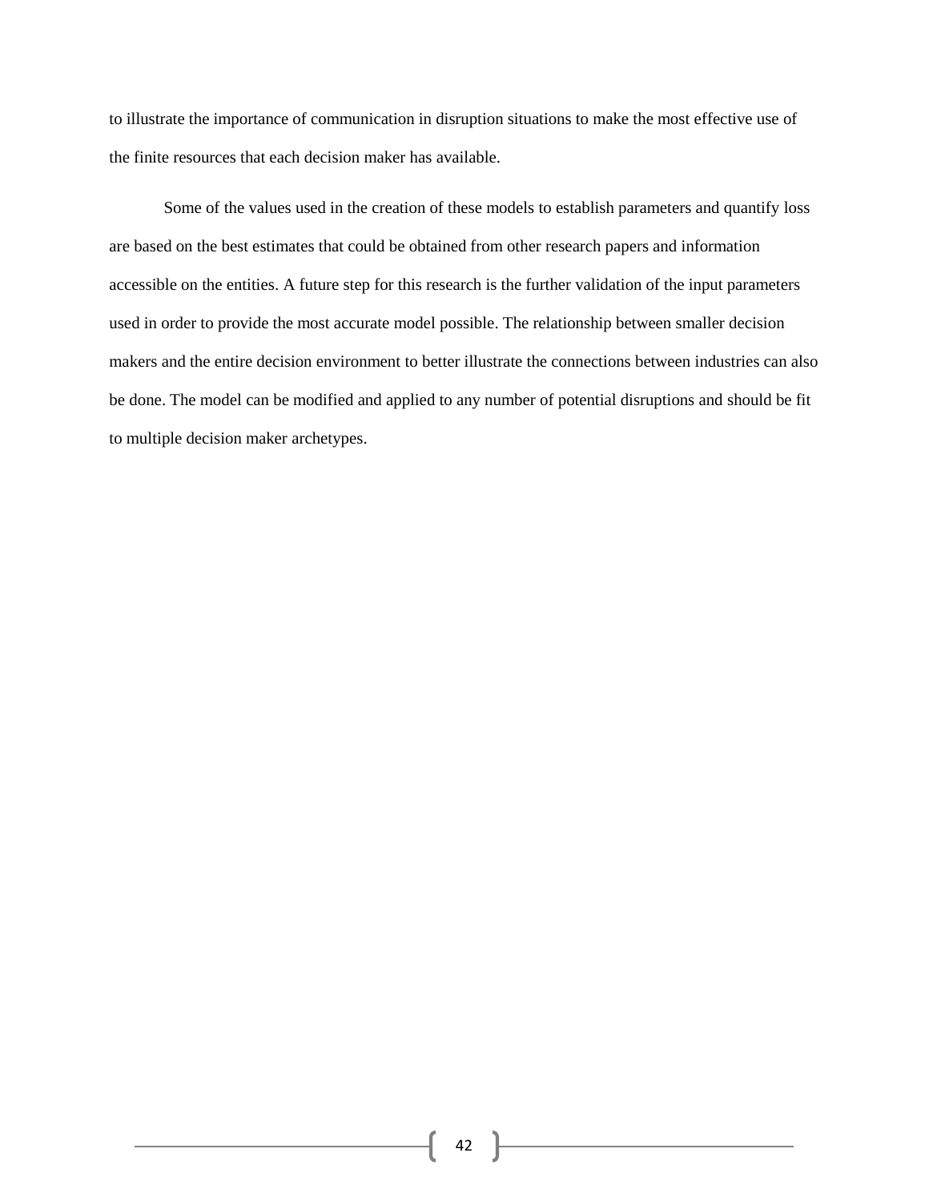to illustrate the importance of communication in disruption situations to make the most effective use of the finite resources that each decision maker has available.

Some of the values used in the creation of these models to establish parameters and quantify loss are based on the best estimates that could be obtained from other research papers and information accessible on the entities. A future step for this research is the further validation of the input parameters used in order to provide the most accurate model possible. The relationship between smaller decision makers and the entire decision environment to better illustrate the connections between industries can also be done. The model can be modified and applied to any number of potential disruptions and should be fit to multiple decision maker archetypes.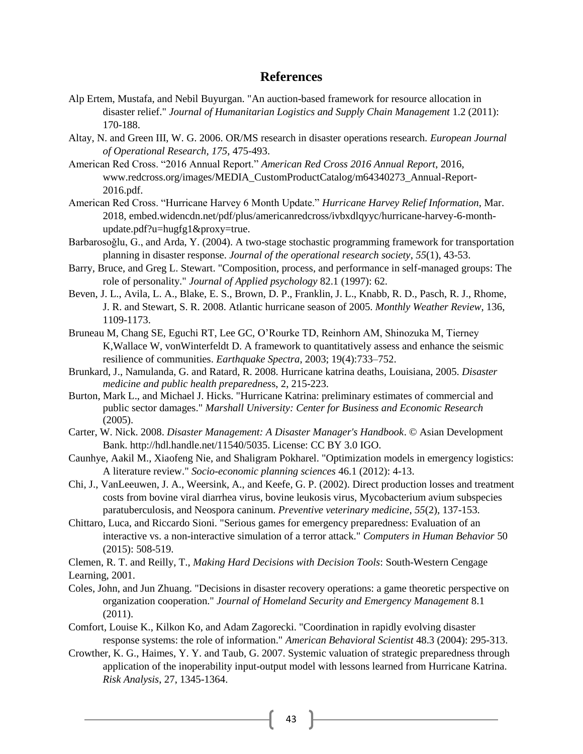## References

Alp Ertem, Mustafa, and Nebil Buyurgan. "An auction-based framework for resource allocation in disaster relief." *Journal of Humanitarian Logistics and Supply Chain Management* 1.2 (2011): 170-188.

Altay, N. and Green III, W. G. 2006. OR/MS research in disaster operations research. *European Journal of Operational Research, 175*, 475-493.

American Red Cross. "2016 Annual Report." *American Red Cross 2016 Annual Report*, 2016, www.redcross.org/images/MEDIA_CustomProductCatalog/m64340273_Annual-Report-2016.pdf.

American Red Cross. "Hurricane Harvey 6 Month Update." *Hurricane Harvey Relief Information*, Mar. 2018, embed.widencdn.net/pdf/plus/americanredcross/ivbxdlqyyc/hurricane-harvey-6-month-update.pdf?u=hugfg1&proxy=true.

Barbarosoğlu, G., and Arda, Y. (2004). A two-stage stochastic programming framework for transportation planning in disaster response. *Journal of the operational research society*, *55*(1), 43-53.

Barry, Bruce, and Greg L. Stewart. "Composition, process, and performance in self-managed groups: The role of personality." *Journal of Applied psychology* 82.1 (1997): 62.

Beven, J. L., Avila, L. A., Blake, E. S., Brown, D. P., Franklin, J. L., Knabb, R. D., Pasch, R. J., Rhome, J. R. and Stewart, S. R. 2008. Atlantic hurricane season of 2005. *Monthly Weather Review*, 136, 1109-1173.

Bruneau M, Chang SE, Eguchi RT, Lee GC, O'Rourke TD, Reinhorn AM, Shinozuka M, Tierney K,Wallace W, vonWinterfeldt D. A framework to quantitatively assess and enhance the seismic resilience of communities. *Earthquake Spectra*, 2003; 19(4):733–752.

Brunkard, J., Namulanda, G. and Ratard, R. 2008. Hurricane katrina deaths, Louisiana, 2005. *Disaster medicine and public health preparednes*s, 2, 215-223.

Burton, Mark L., and Michael J. Hicks. "Hurricane Katrina: preliminary estimates of commercial and public sector damages." *Marshall University: Center for Business and Economic Research* (2005).

Carter, W. Nick. 2008. *Disaster Management: A Disaster Manager's Handbook*. © Asian Development Bank. http://hdl.handle.net/11540/5035. License: CC BY 3.0 IGO.

Caunhye, Aakil M., Xiaofeng Nie, and Shaligram Pokharel. "Optimization models in emergency logistics: A literature review." *Socio-economic planning sciences* 46.1 (2012): 4-13.

Chi, J., VanLeeuwen, J. A., Weersink, A., and Keefe, G. P. (2002). Direct production losses and treatment costs from bovine viral diarrhea virus, bovine leukosis virus, Mycobacterium avium subspecies paratuberculosis, and Neospora caninum. *Preventive veterinary medicine*, *55*(2), 137-153.

Chittaro, Luca, and Riccardo Sioni. "Serious games for emergency preparedness: Evaluation of an interactive vs. a non-interactive simulation of a terror attack." *Computers in Human Behavior* 50 (2015): 508-519.

Clemen, R. T. and Reilly, T., *Making Hard Decisions with Decision Tools*: South-Western Cengage Learning, 2001.

Coles, John, and Jun Zhuang. "Decisions in disaster recovery operations: a game theoretic perspective on organization cooperation." *Journal of Homeland Security and Emergency Management* 8.1 (2011).

Comfort, Louise K., Kilkon Ko, and Adam Zagorecki. "Coordination in rapidly evolving disaster response systems: the role of information." *American Behavioral Scientist* 48.3 (2004): 295-313.

Crowther, K. G., Haimes, Y. Y. and Taub, G. 2007. Systemic valuation of strategic preparedness through application of the inoperability input-output model with lessons learned from Hurricane Katrina. *Risk Analysis*, 27, 1345-1364.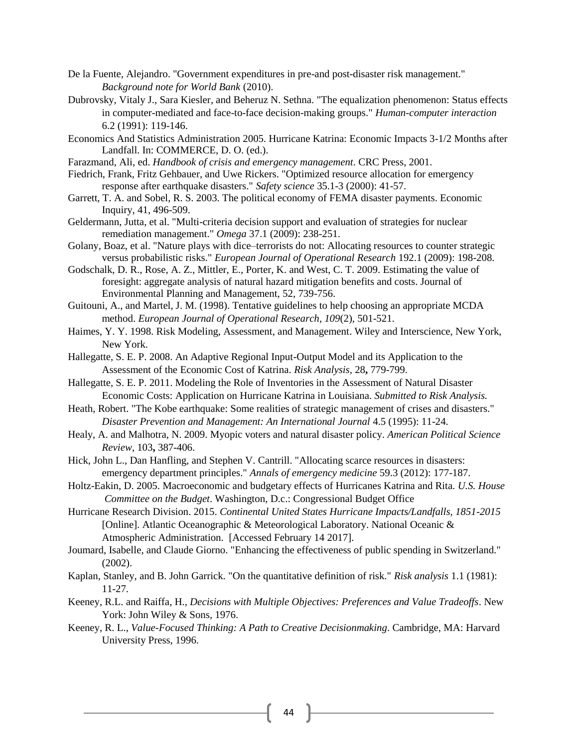De la Fuente, Alejandro. "Government expenditures in pre-and post-disaster risk management." *Background note for World Bank* (2010).

Dubrovsky, Vitaly J., Sara Kiesler, and Beheruz N. Sethna. "The equalization phenomenon: Status effects in computer-mediated and face-to-face decision-making groups." *Human-computer interaction* 6.2 (1991): 119-146.

Economics And Statistics Administration 2005. Hurricane Katrina: Economic Impacts 3-1/2 Months after Landfall. In: COMMERCE, D. O. (ed.).

Farazmand, Ali, ed. *Handbook of crisis and emergency management*. CRC Press, 2001.

Fiedrich, Frank, Fritz Gehbauer, and Uwe Rickers. "Optimized resource allocation for emergency response after earthquake disasters." *Safety science* 35.1-3 (2000): 41-57.

Garrett, T. A. and Sobel, R. S. 2003. The political economy of FEMA disaster payments. Economic Inquiry, 41, 496-509.

Geldermann, Jutta, et al. "Multi-criteria decision support and evaluation of strategies for nuclear remediation management." *Omega* 37.1 (2009): 238-251.

Golany, Boaz, et al. "Nature plays with dice–terrorists do not: Allocating resources to counter strategic versus probabilistic risks." *European Journal of Operational Research* 192.1 (2009): 198-208.

Godschalk, D. R., Rose, A. Z., Mittler, E., Porter, K. and West, C. T. 2009. Estimating the value of foresight: aggregate analysis of natural hazard mitigation benefits and costs. Journal of Environmental Planning and Management, 52, 739-756.

Guitouni, A., and Martel, J. M. (1998). Tentative guidelines to help choosing an appropriate MCDA method. *European Journal of Operational Research*, *109*(2), 501-521.

Haimes, Y. Y. 1998. Risk Modeling, Assessment, and Management. Wiley and Interscience, New York, New York.

Hallegatte, S. E. P. 2008. An Adaptive Regional Input-Output Model and its Application to the Assessment of the Economic Cost of Katrina. *Risk Analysis,* 28**,** 779-799.

Hallegatte, S. E. P. 2011. Modeling the Role of Inventories in the Assessment of Natural Disaster Economic Costs: Application on Hurricane Katrina in Louisiana. *Submitted to Risk Analysis.*

Heath, Robert. "The Kobe earthquake: Some realities of strategic management of crises and disasters." *Disaster Prevention and Management: An International Journal* 4.5 (1995): 11-24.

Healy, A. and Malhotra, N. 2009. Myopic voters and natural disaster policy. *American Political Science Review,* 103**,** 387-406.

Hick, John L., Dan Hanfling, and Stephen V. Cantrill. "Allocating scarce resources in disasters: emergency department principles." *Annals of emergency medicine* 59.3 (2012): 177-187.

Holtz-Eakin, D. 2005. Macroeconomic and budgetary effects of Hurricanes Katrina and Rita. *U.S. House Committee on the Budget*. Washington, D.c.: Congressional Budget Office

Hurricane Research Division. 2015. *Continental United States Hurricane Impacts/Landfalls, 1851-2015* [Online]. Atlantic Oceanographic & Meteorological Laboratory. National Oceanic & Atmospheric Administration. [Accessed February 14 2017].

Joumard, Isabelle, and Claude Giorno. "Enhancing the effectiveness of public spending in Switzerland." (2002).

Kaplan, Stanley, and B. John Garrick. "On the quantitative definition of risk." *Risk analysis* 1.1 (1981): 11-27.

Keeney, R.L. and Raiffa, H., *Decisions with Multiple Objectives: Preferences and Value Tradeoffs*. New York: John Wiley & Sons, 1976.

Keeney, R. L., *Value-Focused Thinking: A Path to Creative Decisionmaking*. Cambridge, MA: Harvard University Press, 1996.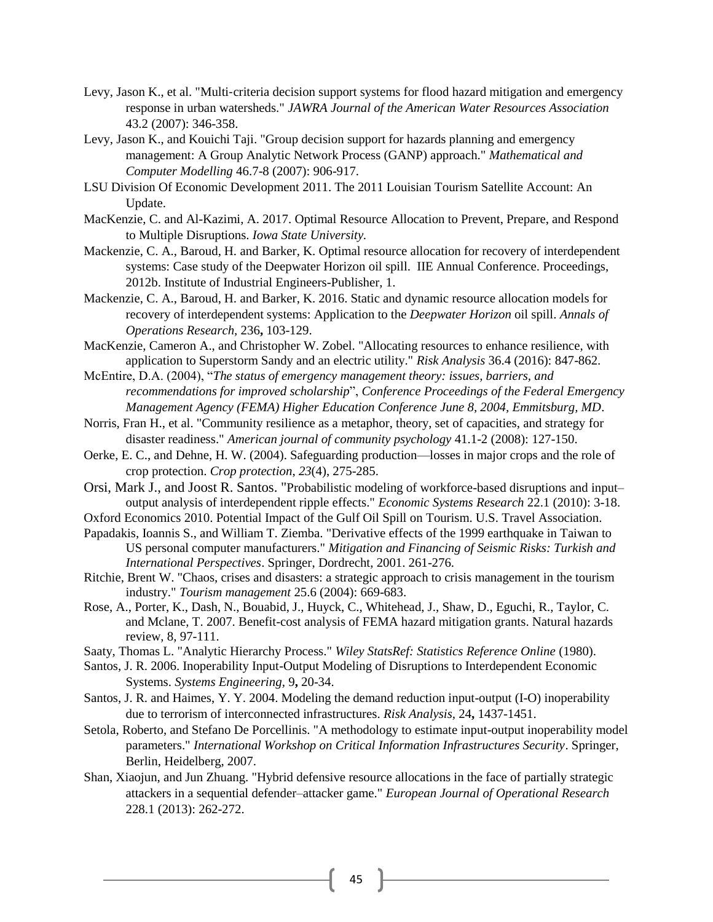Levy, Jason K., et al. "Multi-criteria decision support systems for flood hazard mitigation and emergency response in urban watersheds." *JAWRA Journal of the American Water Resources Association* 43.2 (2007): 346-358.

Levy, Jason K., and Kouichi Taji. "Group decision support for hazards planning and emergency management: A Group Analytic Network Process (GANP) approach." *Mathematical and Computer Modelling* 46.7-8 (2007): 906-917.

LSU Division Of Economic Development 2011. The 2011 Louisian Tourism Satellite Account: An Update.

MacKenzie, C. and Al-Kazimi, A. 2017. Optimal Resource Allocation to Prevent, Prepare, and Respond to Multiple Disruptions. *Iowa State University.*

Mackenzie, C. A., Baroud, H. and Barker, K. Optimal resource allocation for recovery of interdependent systems: Case study of the Deepwater Horizon oil spill. IIE Annual Conference. Proceedings, 2012b. Institute of Industrial Engineers-Publisher, 1.

Mackenzie, C. A., Baroud, H. and Barker, K. 2016. Static and dynamic resource allocation models for recovery of interdependent systems: Application to the *Deepwater Horizon* oil spill. *Annals of Operations Research,* 236**,** 103-129.

MacKenzie, Cameron A., and Christopher W. Zobel. "Allocating resources to enhance resilience, with application to Superstorm Sandy and an electric utility." *Risk Analysis* 36.4 (2016): 847-862.

McEntire, D.A. (2004), "*The status of emergency management theory: issues, barriers, and recommendations for improved scholarship*", *Conference Proceedings of the Federal Emergency Management Agency (FEMA) Higher Education Conference June 8, 2004, Emmitsburg, MD*.

Norris, Fran H., et al. "Community resilience as a metaphor, theory, set of capacities, and strategy for disaster readiness." *American journal of community psychology* 41.1-2 (2008): 127-150.

Oerke, E. C., and Dehne, H. W. (2004). Safeguarding production—losses in major crops and the role of crop protection. *Crop protection*, *23*(4), 275-285.

Orsi, Mark J., and Joost R. Santos. "Probabilistic modeling of workforce-based disruptions and input–output analysis of interdependent ripple effects." *Economic Systems Research* 22.1 (2010): 3-18.

Oxford Economics 2010. Potential Impact of the Gulf Oil Spill on Tourism. U.S. Travel Association.

Papadakis, Ioannis S., and William T. Ziemba. "Derivative effects of the 1999 earthquake in Taiwan to US personal computer manufacturers." *Mitigation and Financing of Seismic Risks: Turkish and International Perspectives*. Springer, Dordrecht, 2001. 261-276.

Ritchie, Brent W. "Chaos, crises and disasters: a strategic approach to crisis management in the tourism industry." *Tourism management* 25.6 (2004): 669-683.

Rose, A., Porter, K., Dash, N., Bouabid, J., Huyck, C., Whitehead, J., Shaw, D., Eguchi, R., Taylor, C. and Mclane, T. 2007. Benefit-cost analysis of FEMA hazard mitigation grants. Natural hazards review, 8, 97-111.

Saaty, Thomas L. "Analytic Hierarchy Process." *Wiley StatsRef: Statistics Reference Online* (1980).

Santos, J. R. 2006. Inoperability Input-Output Modeling of Disruptions to Interdependent Economic Systems. *Systems Engineering,* 9**,** 20-34.

Santos, J. R. and Haimes, Y. Y. 2004. Modeling the demand reduction input-output (I-O) inoperability due to terrorism of interconnected infrastructures. *Risk Analysis,* 24**,** 1437-1451.

Setola, Roberto, and Stefano De Porcellinis. "A methodology to estimate input-output inoperability model parameters." *International Workshop on Critical Information Infrastructures Security*. Springer, Berlin, Heidelberg, 2007.

Shan, Xiaojun, and Jun Zhuang. "Hybrid defensive resource allocations in the face of partially strategic attackers in a sequential defender–attacker game." *European Journal of Operational Research* 228.1 (2013): 262-272.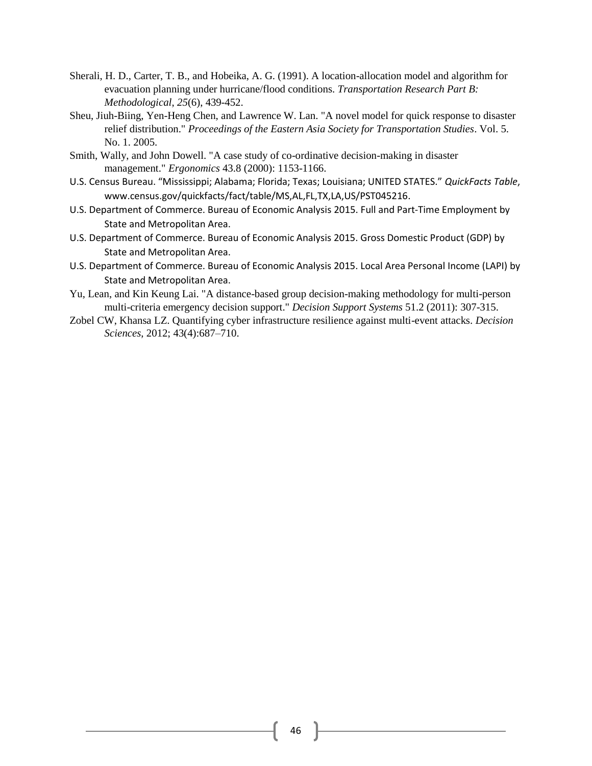Sherali, H. D., Carter, T. B., and Hobeika, A. G. (1991). A location-allocation model and algorithm for evacuation planning under hurricane/flood conditions. *Transportation Research Part B: Methodological*, *25*(6), 439-452.

Sheu, Jiuh-Biing, Yen-Heng Chen, and Lawrence W. Lan. "A novel model for quick response to disaster relief distribution." *Proceedings of the Eastern Asia Society for Transportation Studies*. Vol. 5. No. 1. 2005.

Smith, Wally, and John Dowell. "A case study of co-ordinative decision-making in disaster management." *Ergonomics* 43.8 (2000): 1153-1166.

U.S. Census Bureau. "Mississippi; Alabama; Florida; Texas; Louisiana; UNITED STATES." *QuickFacts Table*, www.census.gov/quickfacts/fact/table/MS,AL,FL,TX,LA,US/PST045216.

U.S. Department of Commerce. Bureau of Economic Analysis 2015. Full and Part-Time Employment by State and Metropolitan Area.

U.S. Department of Commerce. Bureau of Economic Analysis 2015. Gross Domestic Product (GDP) by State and Metropolitan Area.

U.S. Department of Commerce. Bureau of Economic Analysis 2015. Local Area Personal Income (LAPI) by State and Metropolitan Area.

Yu, Lean, and Kin Keung Lai. "A distance-based group decision-making methodology for multi-person multi-criteria emergency decision support." *Decision Support Systems* 51.2 (2011): 307-315.

Zobel CW, Khansa LZ. Quantifying cyber infrastructure resilience against multi-event attacks. *Decision Sciences*, 2012; 43(4):687–710.